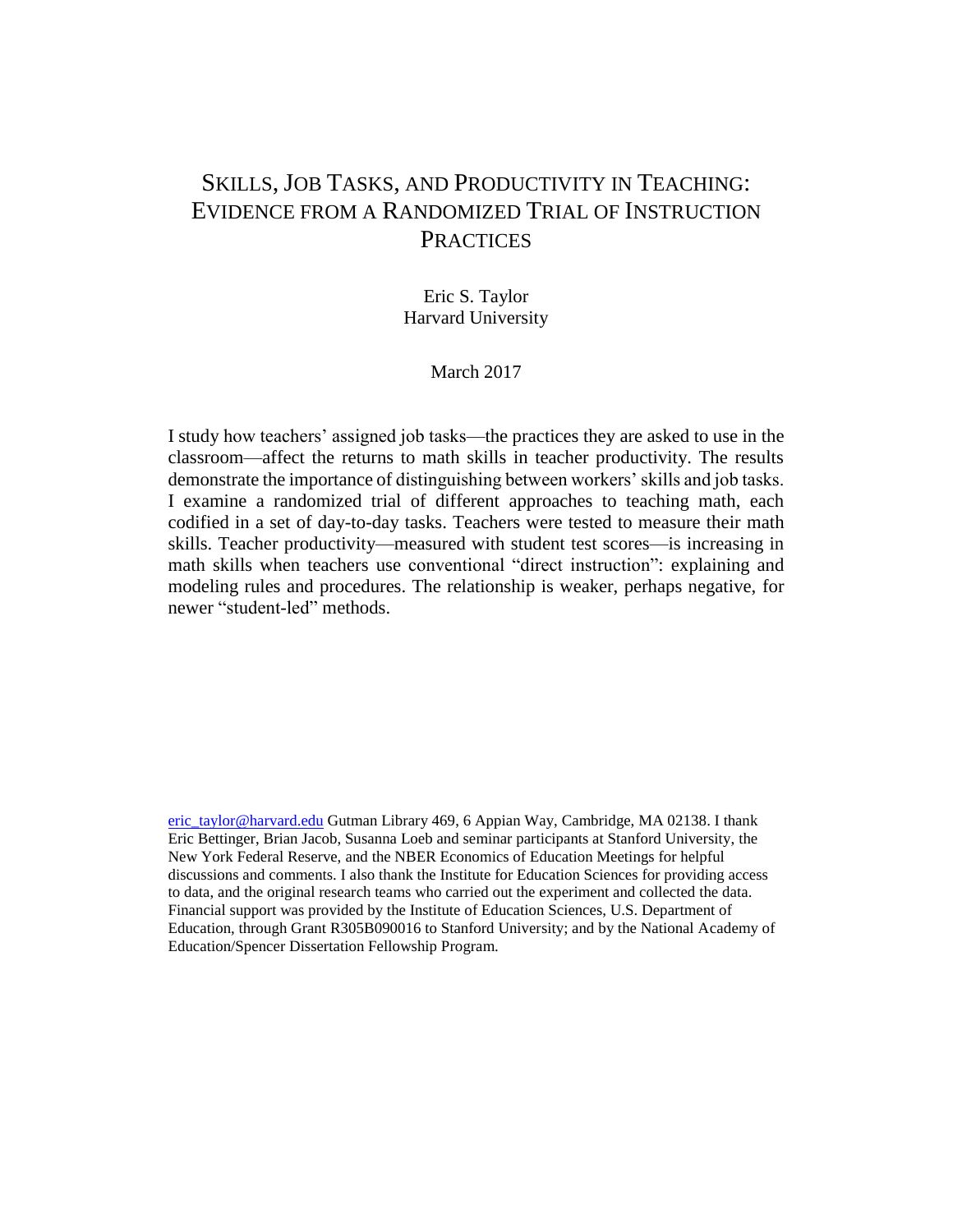# SKILLS, JOB TASKS, AND PRODUCTIVITY IN TEACHING: EVIDENCE FROM A RANDOMIZED TRIAL OF INSTRUCTION PRACTICES

Eric S. Taylor
Harvard University

March 2017

I study how teachers' assigned job tasks—the practices they are asked to use in the classroom—affect the returns to math skills in teacher productivity. The results demonstrate the importance of distinguishing between workers' skills and job tasks. I examine a randomized trial of different approaches to teaching math, each codified in a set of day-to-day tasks. Teachers were tested to measure their math skills. Teacher productivity—measured with student test scores—is increasing in math skills when teachers use conventional "direct instruction": explaining and modeling rules and procedures. The relationship is weaker, perhaps negative, for newer "student-led" methods.

eric_taylor@harvard.edu Gutman Library 469, 6 Appian Way, Cambridge, MA 02138. I thank Eric Bettinger, Brian Jacob, Susanna Loeb and seminar participants at Stanford University, the New York Federal Reserve, and the NBER Economics of Education Meetings for helpful discussions and comments. I also thank the Institute for Education Sciences for providing access to data, and the original research teams who carried out the experiment and collected the data. Financial support was provided by the Institute of Education Sciences, U.S. Department of Education, through Grant R305B090016 to Stanford University; and by the National Academy of Education/Spencer Dissertation Fellowship Program.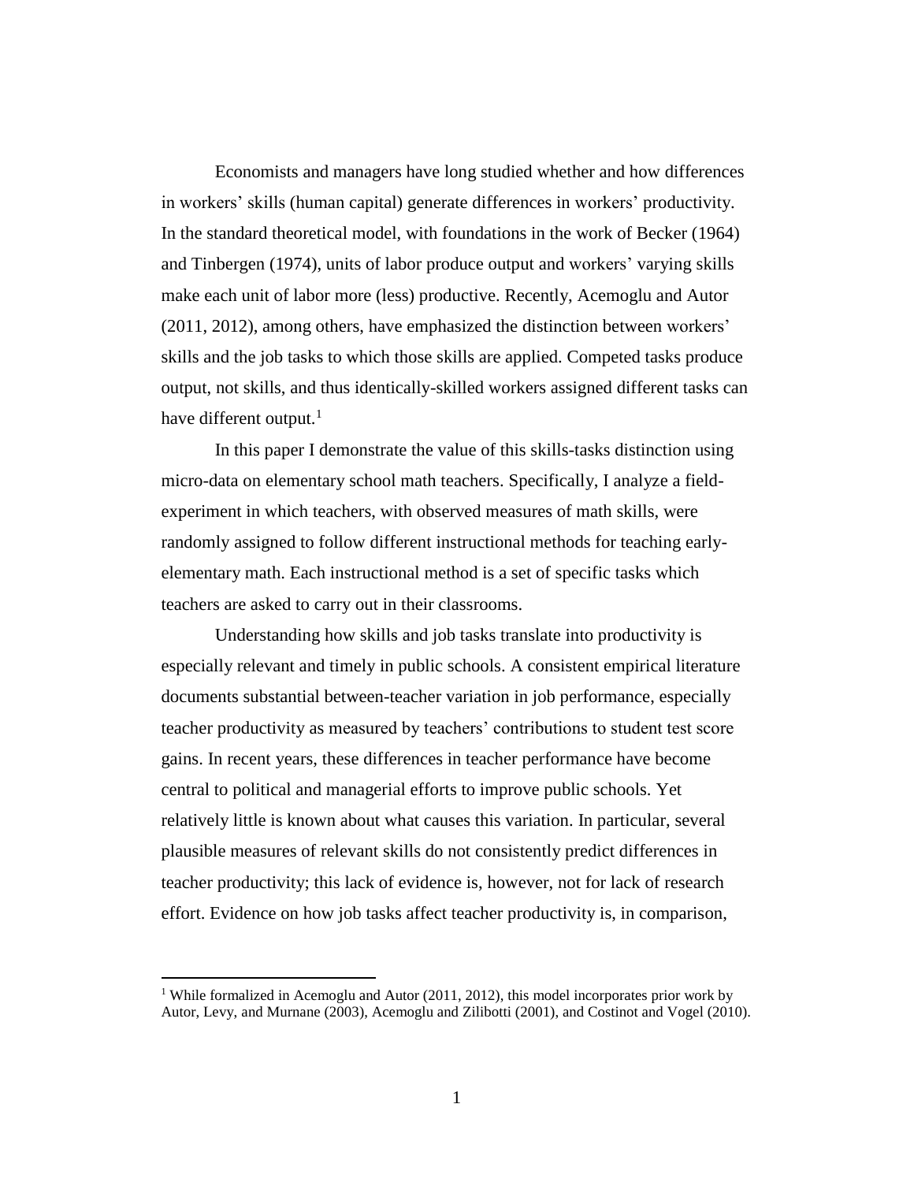Economists and managers have long studied whether and how differences in workers' skills (human capital) generate differences in workers' productivity. In the standard theoretical model, with foundations in the work of Becker (1964) and Tinbergen (1974), units of labor produce output and workers' varying skills make each unit of labor more (less) productive. Recently, Acemoglu and Autor (2011, 2012), among others, have emphasized the distinction between workers' skills and the job tasks to which those skills are applied. Competed tasks produce output, not skills, and thus identically-skilled workers assigned different tasks can have different output.[1]

In this paper I demonstrate the value of this skills-tasks distinction using micro-data on elementary school math teachers. Specifically, I analyze a field-experiment in which teachers, with observed measures of math skills, were randomly assigned to follow different instructional methods for teaching early-elementary math. Each instructional method is a set of specific tasks which teachers are asked to carry out in their classrooms.

Understanding how skills and job tasks translate into productivity is especially relevant and timely in public schools. A consistent empirical literature documents substantial between-teacher variation in job performance, especially teacher productivity as measured by teachers' contributions to student test score gains. In recent years, these differences in teacher performance have become central to political and managerial efforts to improve public schools. Yet relatively little is known about what causes this variation. In particular, several plausible measures of relevant skills do not consistently predict differences in teacher productivity; this lack of evidence is, however, not for lack of research effort. Evidence on how job tasks affect teacher productivity is, in comparison,

[1] While formalized in Acemoglu and Autor (2011, 2012), this model incorporates prior work by Autor, Levy, and Murnane (2003), Acemoglu and Zilibotti (2001), and Costinot and Vogel (2010).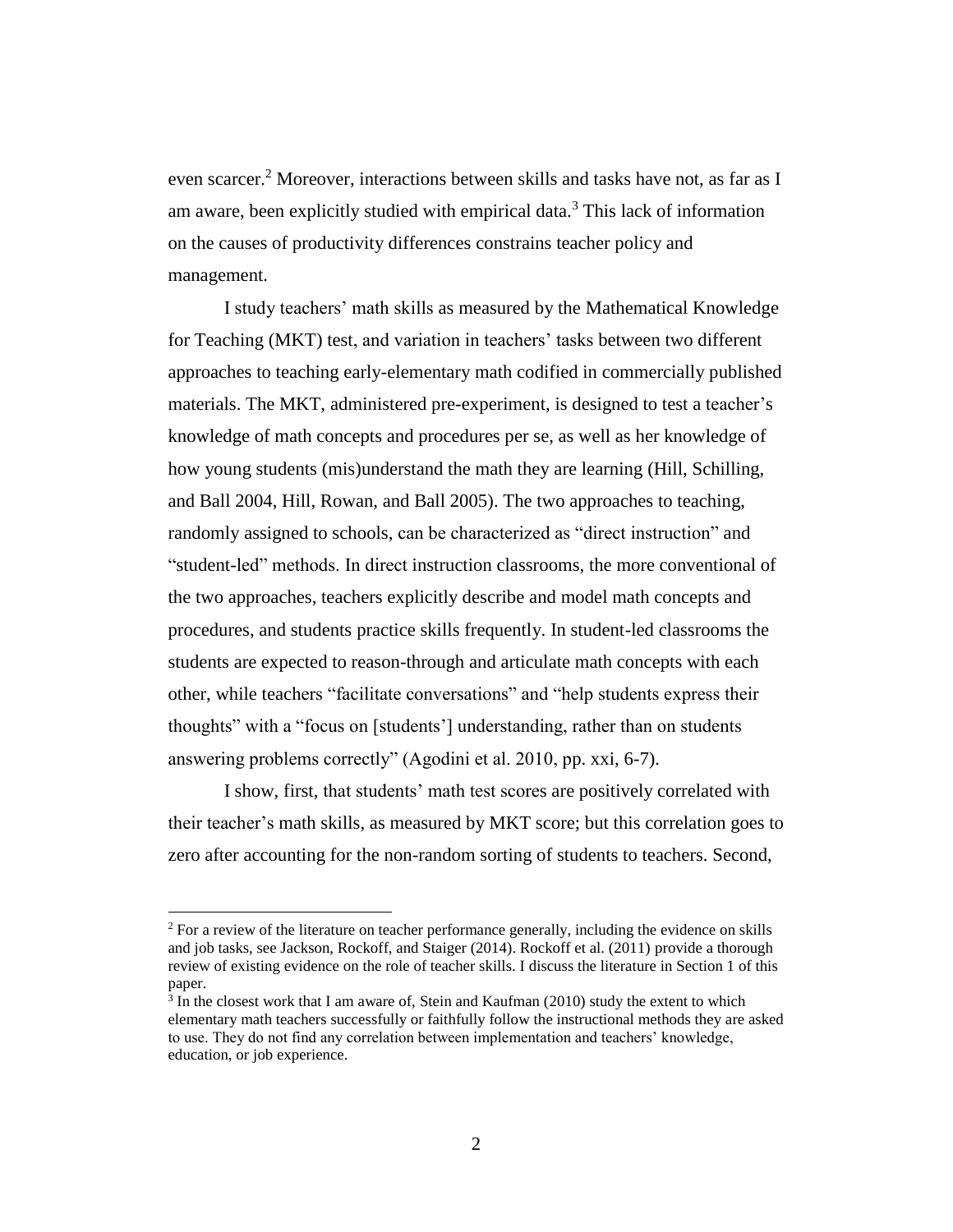even scarcer.[2] Moreover, interactions between skills and tasks have not, as far as I am aware, been explicitly studied with empirical data.[3] This lack of information on the causes of productivity differences constrains teacher policy and management.

I study teachers' math skills as measured by the Mathematical Knowledge for Teaching (MKT) test, and variation in teachers' tasks between two different approaches to teaching early-elementary math codified in commercially published materials. The MKT, administered pre-experiment, is designed to test a teacher's knowledge of math concepts and procedures per se, as well as her knowledge of how young students (mis)understand the math they are learning (Hill, Schilling, and Ball 2004, Hill, Rowan, and Ball 2005). The two approaches to teaching, randomly assigned to schools, can be characterized as "direct instruction" and "student-led" methods. In direct instruction classrooms, the more conventional of the two approaches, teachers explicitly describe and model math concepts and procedures, and students practice skills frequently. In student-led classrooms the students are expected to reason-through and articulate math concepts with each other, while teachers "facilitate conversations" and "help students express their thoughts" with a "focus on [students'] understanding, rather than on students answering problems correctly" (Agodini et al. 2010, pp. xxi, 6-7).

I show, first, that students' math test scores are positively correlated with their teacher's math skills, as measured by MKT score; but this correlation goes to zero after accounting for the non-random sorting of students to teachers. Second,

---

[2] For a review of the literature on teacher performance generally, including the evidence on skills and job tasks, see Jackson, Rockoff, and Staiger (2014). Rockoff et al. (2011) provide a thorough review of existing evidence on the role of teacher skills. I discuss the literature in Section 1 of this paper.

[3] In the closest work that I am aware of, Stein and Kaufman (2010) study the extent to which elementary math teachers successfully or faithfully follow the instructional methods they are asked to use. They do not find any correlation between implementation and teachers' knowledge, education, or job experience.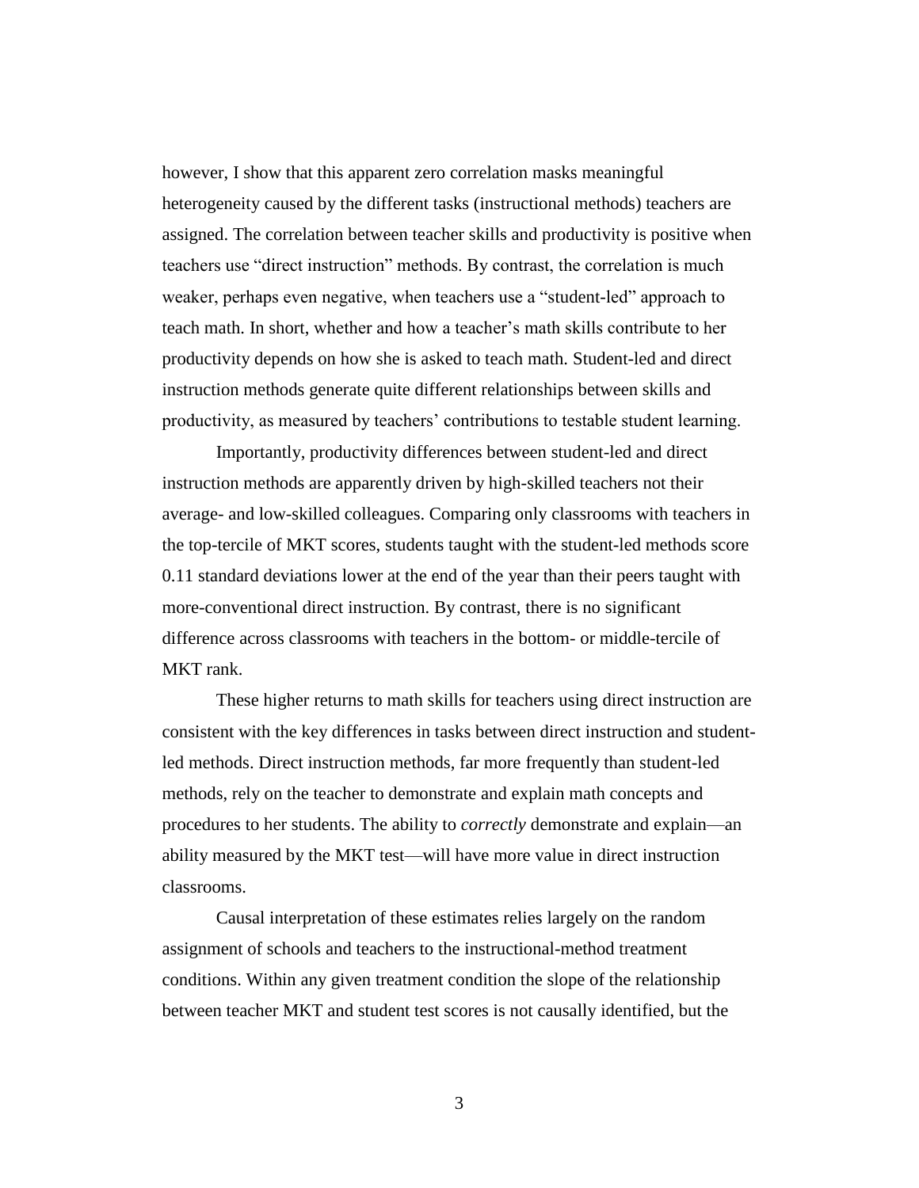however, I show that this apparent zero correlation masks meaningful heterogeneity caused by the different tasks (instructional methods) teachers are assigned. The correlation between teacher skills and productivity is positive when teachers use “direct instruction” methods. By contrast, the correlation is much weaker, perhaps even negative, when teachers use a “student-led” approach to teach math. In short, whether and how a teacher’s math skills contribute to her productivity depends on how she is asked to teach math. Student-led and direct instruction methods generate quite different relationships between skills and productivity, as measured by teachers’ contributions to testable student learning.

Importantly, productivity differences between student-led and direct instruction methods are apparently driven by high-skilled teachers not their average- and low-skilled colleagues. Comparing only classrooms with teachers in the top-tercile of MKT scores, students taught with the student-led methods score 0.11 standard deviations lower at the end of the year than their peers taught with more-conventional direct instruction. By contrast, there is no significant difference across classrooms with teachers in the bottom- or middle-tercile of MKT rank.

These higher returns to math skills for teachers using direct instruction are consistent with the key differences in tasks between direct instruction and student-led methods. Direct instruction methods, far more frequently than student-led methods, rely on the teacher to demonstrate and explain math concepts and procedures to her students. The ability to *correctly* demonstrate and explain—an ability measured by the MKT test—will have more value in direct instruction classrooms.

Causal interpretation of these estimates relies largely on the random assignment of schools and teachers to the instructional-method treatment conditions. Within any given treatment condition the slope of the relationship between teacher MKT and student test scores is not causally identified, but the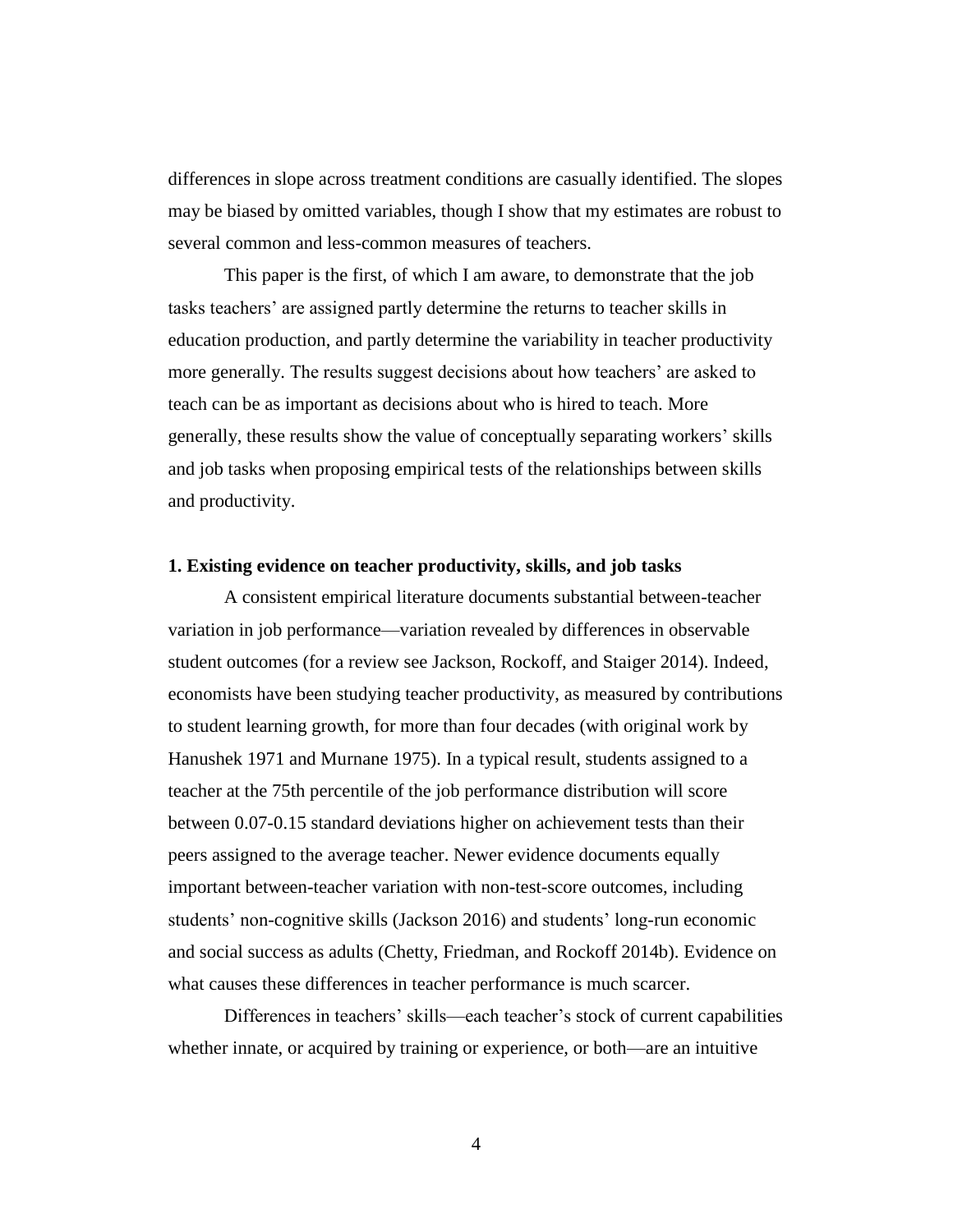differences in slope across treatment conditions are casually identified. The slopes may be biased by omitted variables, though I show that my estimates are robust to several common and less-common measures of teachers.

This paper is the first, of which I am aware, to demonstrate that the job tasks teachers' are assigned partly determine the returns to teacher skills in education production, and partly determine the variability in teacher productivity more generally. The results suggest decisions about how teachers' are asked to teach can be as important as decisions about who is hired to teach. More generally, these results show the value of conceptually separating workers' skills and job tasks when proposing empirical tests of the relationships between skills and productivity.

## 1. Existing evidence on teacher productivity, skills, and job tasks

A consistent empirical literature documents substantial between-teacher variation in job performance—variation revealed by differences in observable student outcomes (for a review see Jackson, Rockoff, and Staiger 2014). Indeed, economists have been studying teacher productivity, as measured by contributions to student learning growth, for more than four decades (with original work by Hanushek 1971 and Murnane 1975). In a typical result, students assigned to a teacher at the 75th percentile of the job performance distribution will score between 0.07-0.15 standard deviations higher on achievement tests than their peers assigned to the average teacher. Newer evidence documents equally important between-teacher variation with non-test-score outcomes, including students' non-cognitive skills (Jackson 2016) and students' long-run economic and social success as adults (Chetty, Friedman, and Rockoff 2014b). Evidence on what causes these differences in teacher performance is much scarcer.

Differences in teachers' skills—each teacher's stock of current capabilities whether innate, or acquired by training or experience, or both—are an intuitive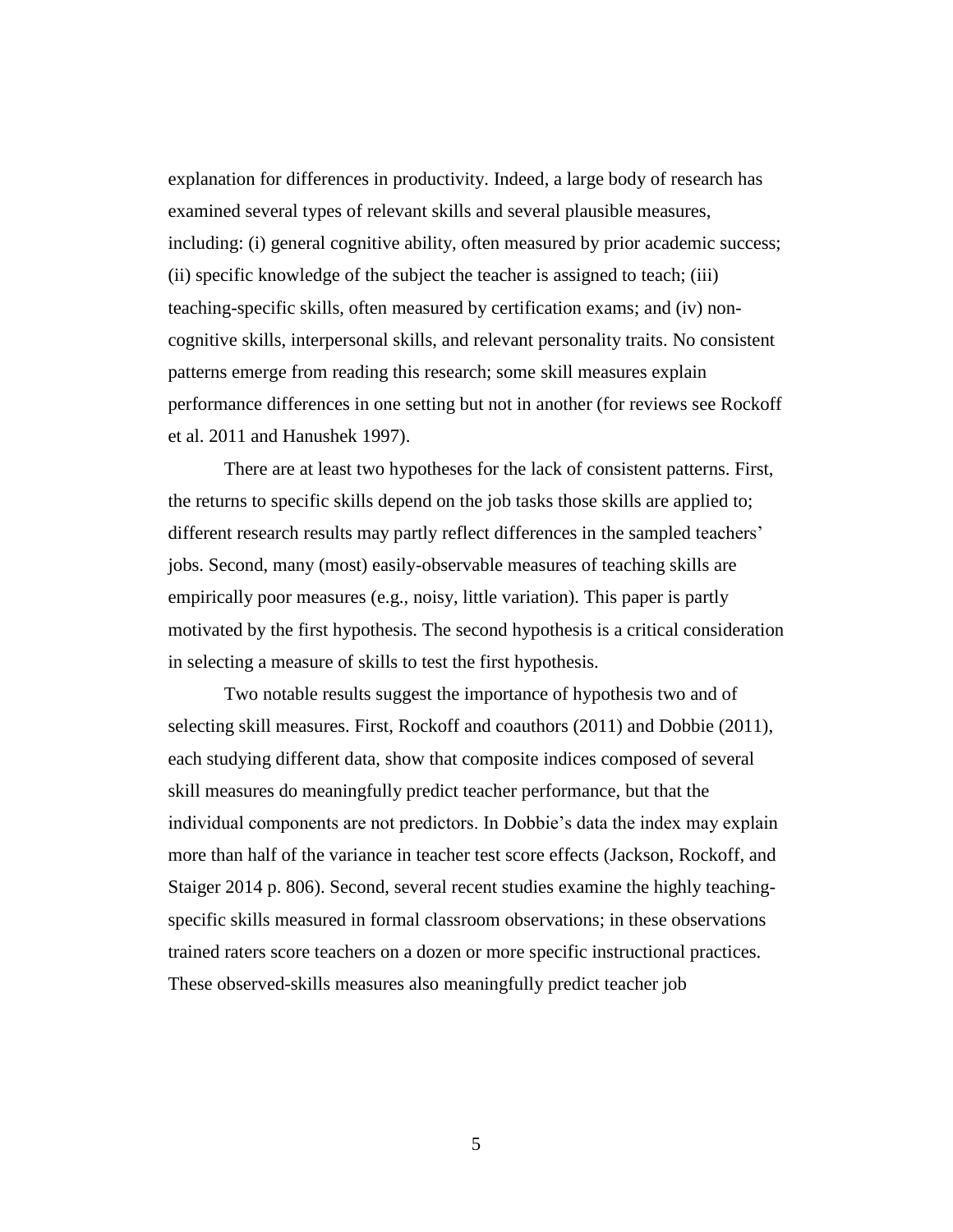explanation for differences in productivity. Indeed, a large body of research has examined several types of relevant skills and several plausible measures, including: (i) general cognitive ability, often measured by prior academic success; (ii) specific knowledge of the subject the teacher is assigned to teach; (iii) teaching-specific skills, often measured by certification exams; and (iv) non-cognitive skills, interpersonal skills, and relevant personality traits. No consistent patterns emerge from reading this research; some skill measures explain performance differences in one setting but not in another (for reviews see Rockoff et al. 2011 and Hanushek 1997).

There are at least two hypotheses for the lack of consistent patterns. First, the returns to specific skills depend on the job tasks those skills are applied to; different research results may partly reflect differences in the sampled teachers' jobs. Second, many (most) easily-observable measures of teaching skills are empirically poor measures (e.g., noisy, little variation). This paper is partly motivated by the first hypothesis. The second hypothesis is a critical consideration in selecting a measure of skills to test the first hypothesis.

Two notable results suggest the importance of hypothesis two and of selecting skill measures. First, Rockoff and coauthors (2011) and Dobbie (2011), each studying different data, show that composite indices composed of several skill measures do meaningfully predict teacher performance, but that the individual components are not predictors. In Dobbie's data the index may explain more than half of the variance in teacher test score effects (Jackson, Rockoff, and Staiger 2014 p. 806). Second, several recent studies examine the highly teaching-specific skills measured in formal classroom observations; in these observations trained raters score teachers on a dozen or more specific instructional practices. These observed-skills measures also meaningfully predict teacher job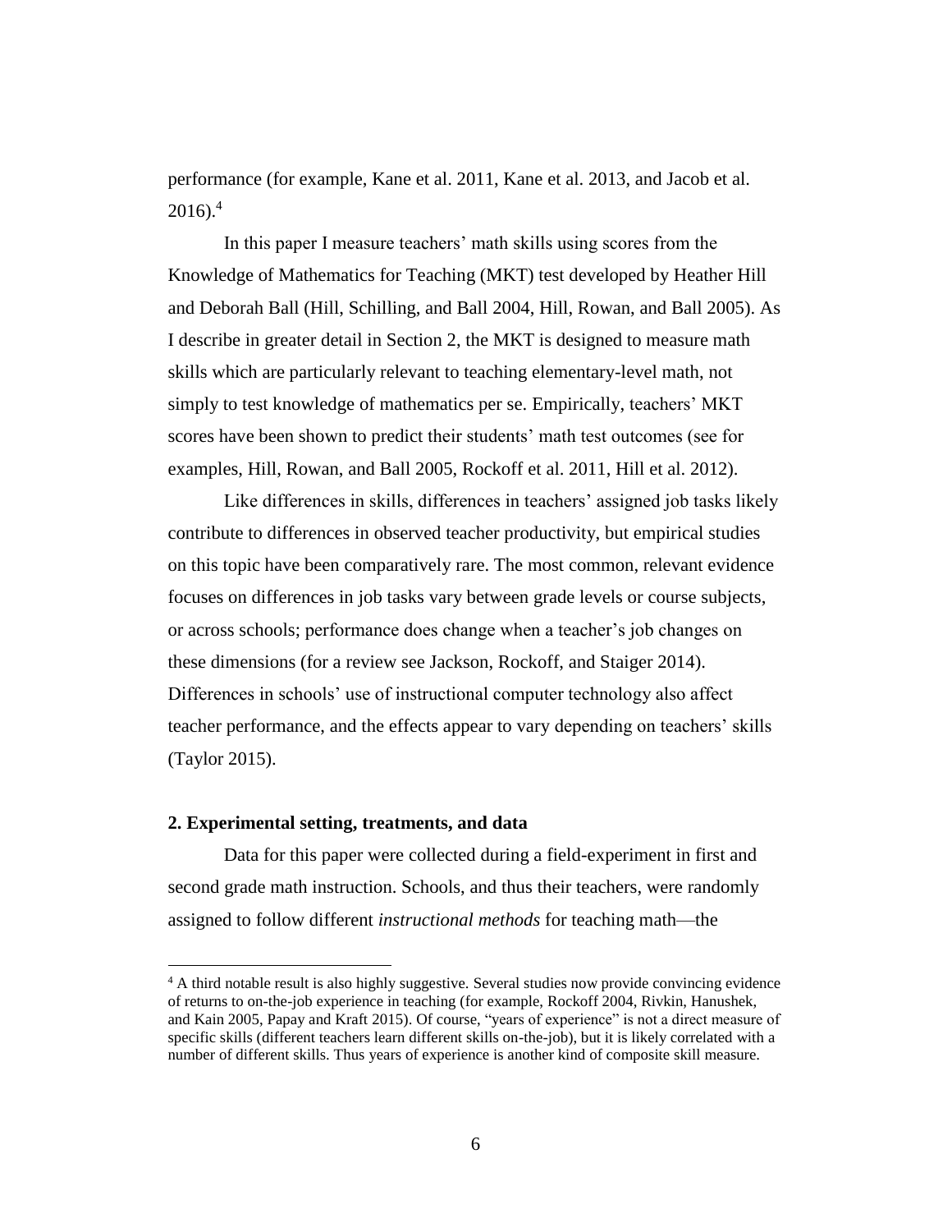performance (for example, Kane et al. 2011, Kane et al. 2013, and Jacob et al. 2016).[4]

In this paper I measure teachers' math skills using scores from the Knowledge of Mathematics for Teaching (MKT) test developed by Heather Hill and Deborah Ball (Hill, Schilling, and Ball 2004, Hill, Rowan, and Ball 2005). As I describe in greater detail in Section 2, the MKT is designed to measure math skills which are particularly relevant to teaching elementary-level math, not simply to test knowledge of mathematics per se. Empirically, teachers' MKT scores have been shown to predict their students' math test outcomes (see for examples, Hill, Rowan, and Ball 2005, Rockoff et al. 2011, Hill et al. 2012).

Like differences in skills, differences in teachers' assigned job tasks likely contribute to differences in observed teacher productivity, but empirical studies on this topic have been comparatively rare. The most common, relevant evidence focuses on differences in job tasks vary between grade levels or course subjects, or across schools; performance does change when a teacher's job changes on these dimensions (for a review see Jackson, Rockoff, and Staiger 2014). Differences in schools' use of instructional computer technology also affect teacher performance, and the effects appear to vary depending on teachers' skills (Taylor 2015).

## 2. Experimental setting, treatments, and data

Data for this paper were collected during a field-experiment in first and second grade math instruction. Schools, and thus their teachers, were randomly assigned to follow different *instructional methods* for teaching math—the

[4] A third notable result is also highly suggestive. Several studies now provide convincing evidence of returns to on-the-job experience in teaching (for example, Rockoff 2004, Rivkin, Hanushek, and Kain 2005, Papay and Kraft 2015). Of course, "years of experience" is not a direct measure of specific skills (different teachers learn different skills on-the-job), but it is likely correlated with a number of different skills. Thus years of experience is another kind of composite skill measure.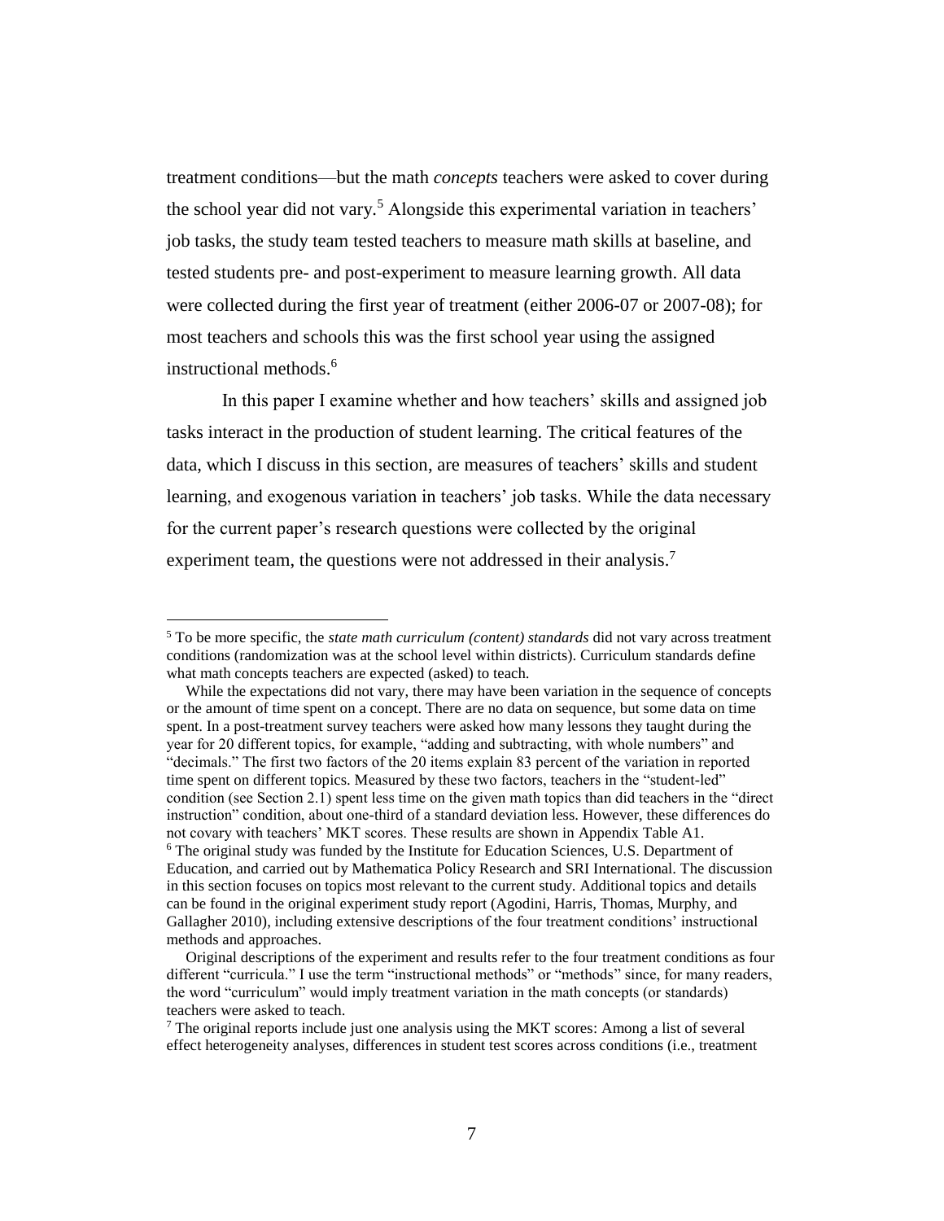treatment conditions—but the math *concepts* teachers were asked to cover during the school year did not vary.[5] Alongside this experimental variation in teachers' job tasks, the study team tested teachers to measure math skills at baseline, and tested students pre- and post-experiment to measure learning growth. All data were collected during the first year of treatment (either 2006-07 or 2007-08); for most teachers and schools this was the first school year using the assigned instructional methods.[6]

In this paper I examine whether and how teachers' skills and assigned job tasks interact in the production of student learning. The critical features of the data, which I discuss in this section, are measures of teachers' skills and student learning, and exogenous variation in teachers' job tasks. While the data necessary for the current paper's research questions were collected by the original experiment team, the questions were not addressed in their analysis.[7]

---

[5] To be more specific, the *state math curriculum (content) standards* did not vary across treatment conditions (randomization was at the school level within districts). Curriculum standards define what math concepts teachers are expected (asked) to teach.

While the expectations did not vary, there may have been variation in the sequence of concepts or the amount of time spent on a concept. There are no data on sequence, but some data on time spent. In a post-treatment survey teachers were asked how many lessons they taught during the year for 20 different topics, for example, "adding and subtracting, with whole numbers" and "decimals." The first two factors of the 20 items explain 83 percent of the variation in reported time spent on different topics. Measured by these two factors, teachers in the "student-led" condition (see Section 2.1) spent less time on the given math topics than did teachers in the "direct instruction" condition, about one-third of a standard deviation less. However, these differences do not covary with teachers' MKT scores. These results are shown in Appendix Table A1.

[6] The original study was funded by the Institute for Education Sciences, U.S. Department of Education, and carried out by Mathematica Policy Research and SRI International. The discussion in this section focuses on topics most relevant to the current study. Additional topics and details can be found in the original experiment study report (Agodini, Harris, Thomas, Murphy, and Gallagher 2010), including extensive descriptions of the four treatment conditions' instructional methods and approaches.

Original descriptions of the experiment and results refer to the four treatment conditions as four different "curricula." I use the term "instructional methods" or "methods" since, for many readers, the word "curriculum" would imply treatment variation in the math concepts (or standards) teachers were asked to teach.

[7] The original reports include just one analysis using the MKT scores: Among a list of several effect heterogeneity analyses, differences in student test scores across conditions (i.e., treatment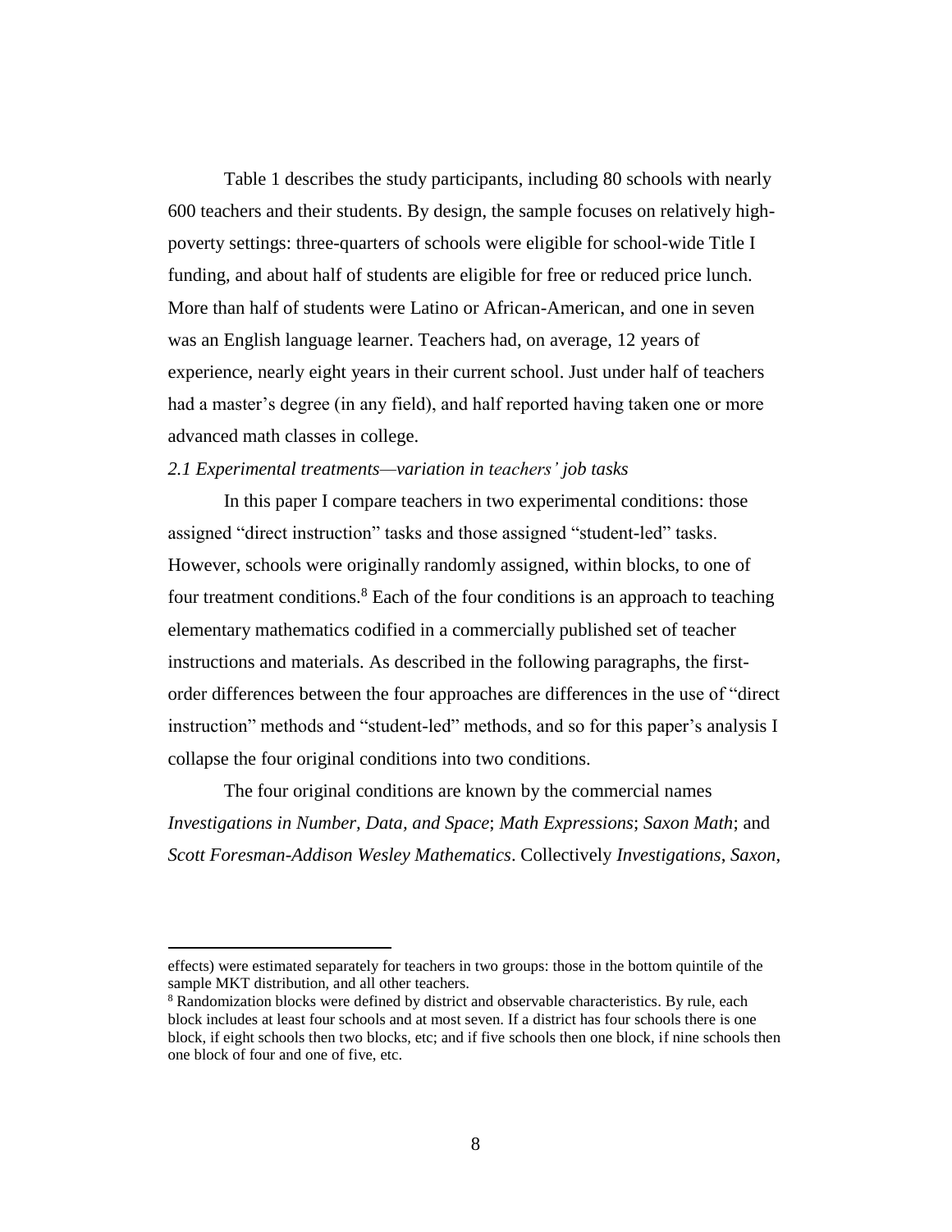Table 1 describes the study participants, including 80 schools with nearly 600 teachers and their students. By design, the sample focuses on relatively high-poverty settings: three-quarters of schools were eligible for school-wide Title I funding, and about half of students are eligible for free or reduced price lunch. More than half of students were Latino or African-American, and one in seven was an English language learner. Teachers had, on average, 12 years of experience, nearly eight years in their current school. Just under half of teachers had a master's degree (in any field), and half reported having taken one or more advanced math classes in college.

### *2.1 Experimental treatments—variation in teachers' job tasks*

In this paper I compare teachers in two experimental conditions: those assigned "direct instruction" tasks and those assigned "student-led" tasks. However, schools were originally randomly assigned, within blocks, to one of four treatment conditions.[8] Each of the four conditions is an approach to teaching elementary mathematics codified in a commercially published set of teacher instructions and materials. As described in the following paragraphs, the first-order differences between the four approaches are differences in the use of "direct instruction" methods and "student-led" methods, and so for this paper's analysis I collapse the four original conditions into two conditions.

The four original conditions are known by the commercial names *Investigations in Number, Data, and Space*; *Math Expressions*; *Saxon Math*; and *Scott Foresman-Addison Wesley Mathematics*. Collectively *Investigations*, *Saxon*,

---

effects) were estimated separately for teachers in two groups: those in the bottom quintile of the sample MKT distribution, and all other teachers.

[8] Randomization blocks were defined by district and observable characteristics. By rule, each block includes at least four schools and at most seven. If a district has four schools there is one block, if eight schools then two blocks, etc; and if five schools then one block, if nine schools then one block of four and one of five, etc.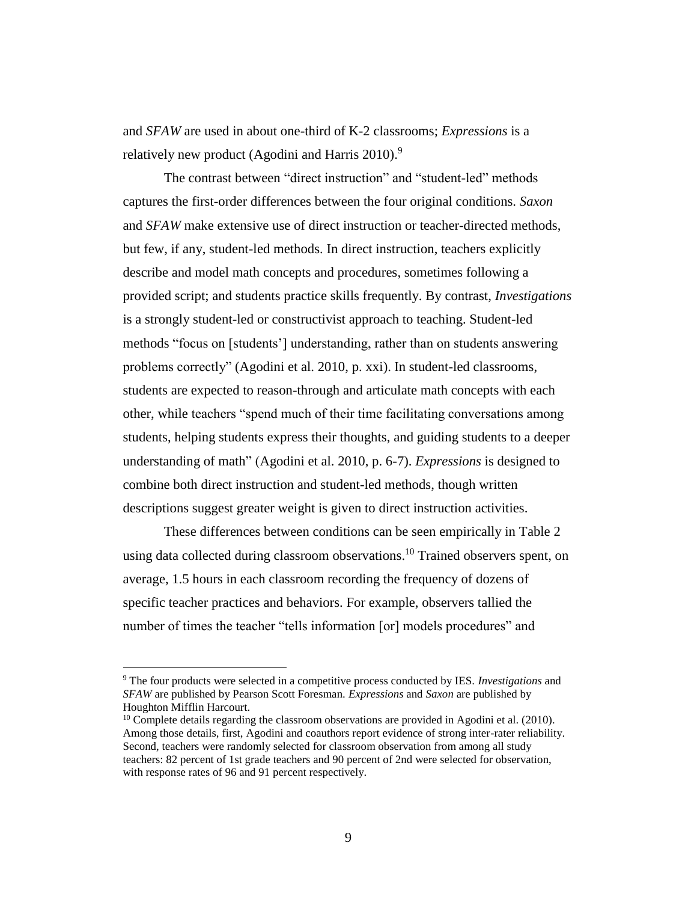and *SFAW* are used in about one-third of K-2 classrooms; *Expressions* is a relatively new product (Agodini and Harris 2010).[9]

The contrast between "direct instruction" and "student-led" methods captures the first-order differences between the four original conditions. *Saxon* and *SFAW* make extensive use of direct instruction or teacher-directed methods, but few, if any, student-led methods. In direct instruction, teachers explicitly describe and model math concepts and procedures, sometimes following a provided script; and students practice skills frequently. By contrast, *Investigations* is a strongly student-led or constructivist approach to teaching. Student-led methods "focus on [students'] understanding, rather than on students answering problems correctly" (Agodini et al. 2010, p. xxi). In student-led classrooms, students are expected to reason-through and articulate math concepts with each other, while teachers "spend much of their time facilitating conversations among students, helping students express their thoughts, and guiding students to a deeper understanding of math" (Agodini et al. 2010, p. 6-7). *Expressions* is designed to combine both direct instruction and student-led methods, though written descriptions suggest greater weight is given to direct instruction activities.

These differences between conditions can be seen empirically in Table 2 using data collected during classroom observations.[10] Trained observers spent, on average, 1.5 hours in each classroom recording the frequency of dozens of specific teacher practices and behaviors. For example, observers tallied the number of times the teacher "tells information [or] models procedures" and

---

[9] The four products were selected in a competitive process conducted by IES. *Investigations* and *SFAW* are published by Pearson Scott Foresman. *Expressions* and *Saxon* are published by Houghton Mifflin Harcourt.

[10] Complete details regarding the classroom observations are provided in Agodini et al. (2010). Among those details, first, Agodini and coauthors report evidence of strong inter-rater reliability. Second, teachers were randomly selected for classroom observation from among all study teachers: 82 percent of 1st grade teachers and 90 percent of 2nd were selected for observation, with response rates of 96 and 91 percent respectively.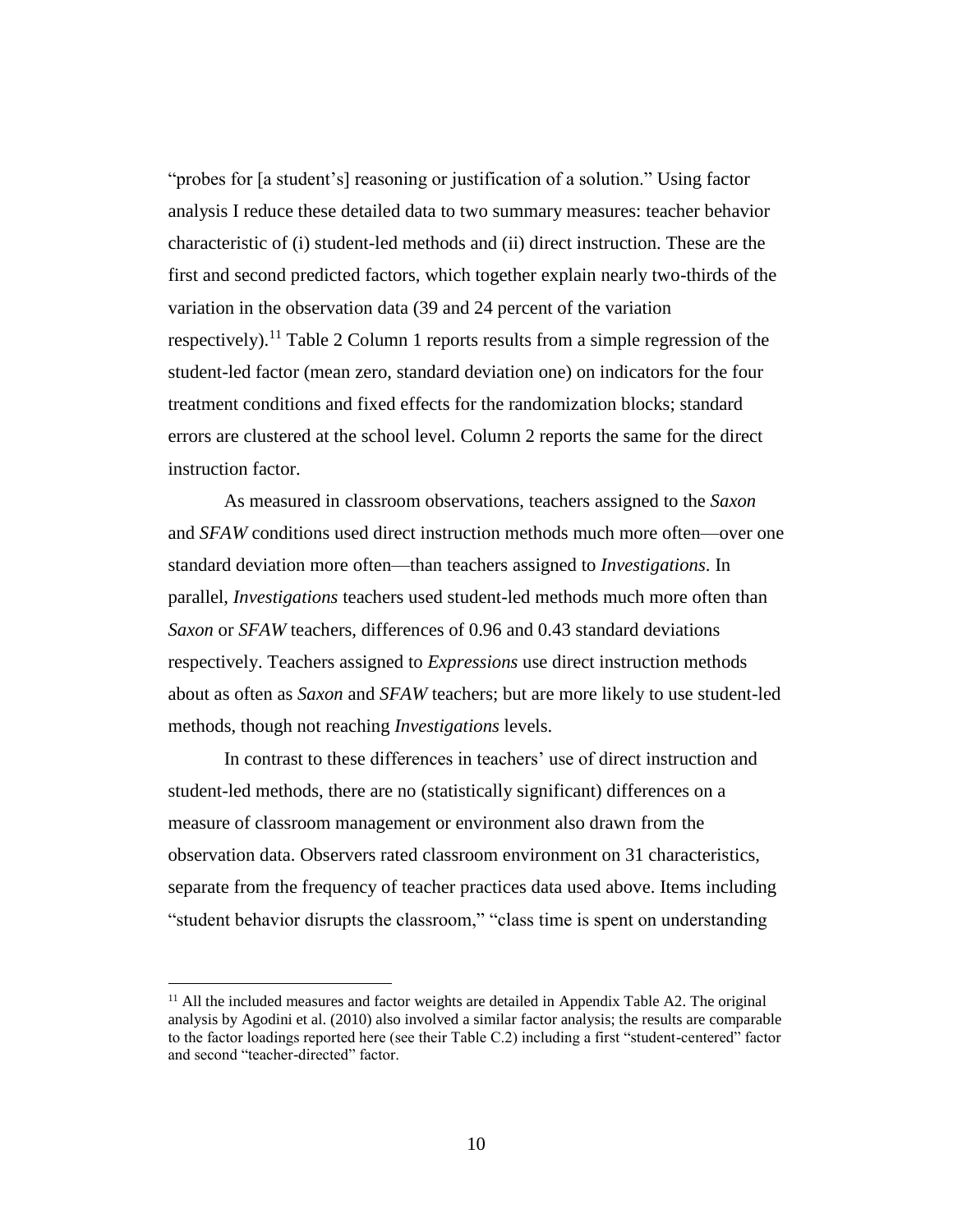"probes for [a student's] reasoning or justification of a solution." Using factor analysis I reduce these detailed data to two summary measures: teacher behavior characteristic of (i) student-led methods and (ii) direct instruction. These are the first and second predicted factors, which together explain nearly two-thirds of the variation in the observation data (39 and 24 percent of the variation respectively).[11] Table 2 Column 1 reports results from a simple regression of the student-led factor (mean zero, standard deviation one) on indicators for the four treatment conditions and fixed effects for the randomization blocks; standard errors are clustered at the school level. Column 2 reports the same for the direct instruction factor.

As measured in classroom observations, teachers assigned to the *Saxon* and *SFAW* conditions used direct instruction methods much more often—over one standard deviation more often—than teachers assigned to *Investigations*. In parallel, *Investigations* teachers used student-led methods much more often than *Saxon* or *SFAW* teachers, differences of 0.96 and 0.43 standard deviations respectively. Teachers assigned to *Expressions* use direct instruction methods about as often as *Saxon* and *SFAW* teachers; but are more likely to use student-led methods, though not reaching *Investigations* levels.

In contrast to these differences in teachers' use of direct instruction and student-led methods, there are no (statistically significant) differences on a measure of classroom management or environment also drawn from the observation data. Observers rated classroom environment on 31 characteristics, separate from the frequency of teacher practices data used above. Items including "student behavior disrupts the classroom," "class time is spent on understanding

---

[11] All the included measures and factor weights are detailed in Appendix Table A2. The original analysis by Agodini et al. (2010) also involved a similar factor analysis; the results are comparable to the factor loadings reported here (see their Table C.2) including a first "student-centered" factor and second "teacher-directed" factor.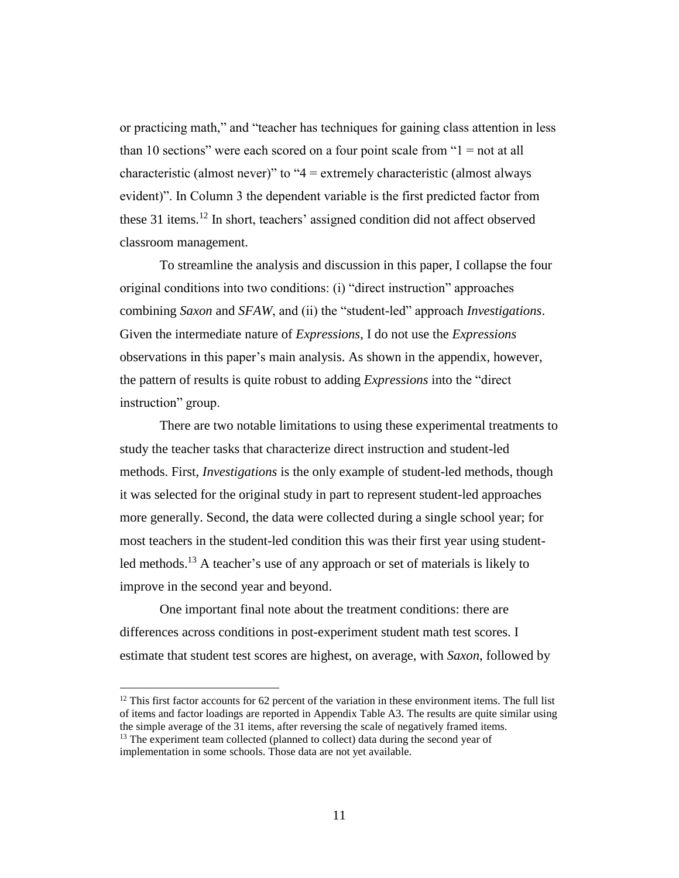or practicing math," and "teacher has techniques for gaining class attention in less than 10 sections" were each scored on a four point scale from "1 = not at all characteristic (almost never)" to "4 = extremely characteristic (almost always evident)". In Column 3 the dependent variable is the first predicted factor from these 31 items.[12] In short, teachers' assigned condition did not affect observed classroom management.

To streamline the analysis and discussion in this paper, I collapse the four original conditions into two conditions: (i) "direct instruction" approaches combining *Saxon* and *SFAW*, and (ii) the "student-led" approach *Investigations*. Given the intermediate nature of *Expressions*, I do not use the *Expressions* observations in this paper's main analysis. As shown in the appendix, however, the pattern of results is quite robust to adding *Expressions* into the "direct instruction" group.

There are two notable limitations to using these experimental treatments to study the teacher tasks that characterize direct instruction and student-led methods. First, *Investigations* is the only example of student-led methods, though it was selected for the original study in part to represent student-led approaches more generally. Second, the data were collected during a single school year; for most teachers in the student-led condition this was their first year using student-led methods.[13] A teacher's use of any approach or set of materials is likely to improve in the second year and beyond.

One important final note about the treatment conditions: there are differences across conditions in post-experiment student math test scores. I estimate that student test scores are highest, on average, with *Saxon*, followed by

---

[12] This first factor accounts for 62 percent of the variation in these environment items. The full list of items and factor loadings are reported in Appendix Table A3. The results are quite similar using the simple average of the 31 items, after reversing the scale of negatively framed items.

[13] The experiment team collected (planned to collect) data during the second year of implementation in some schools. Those data are not yet available.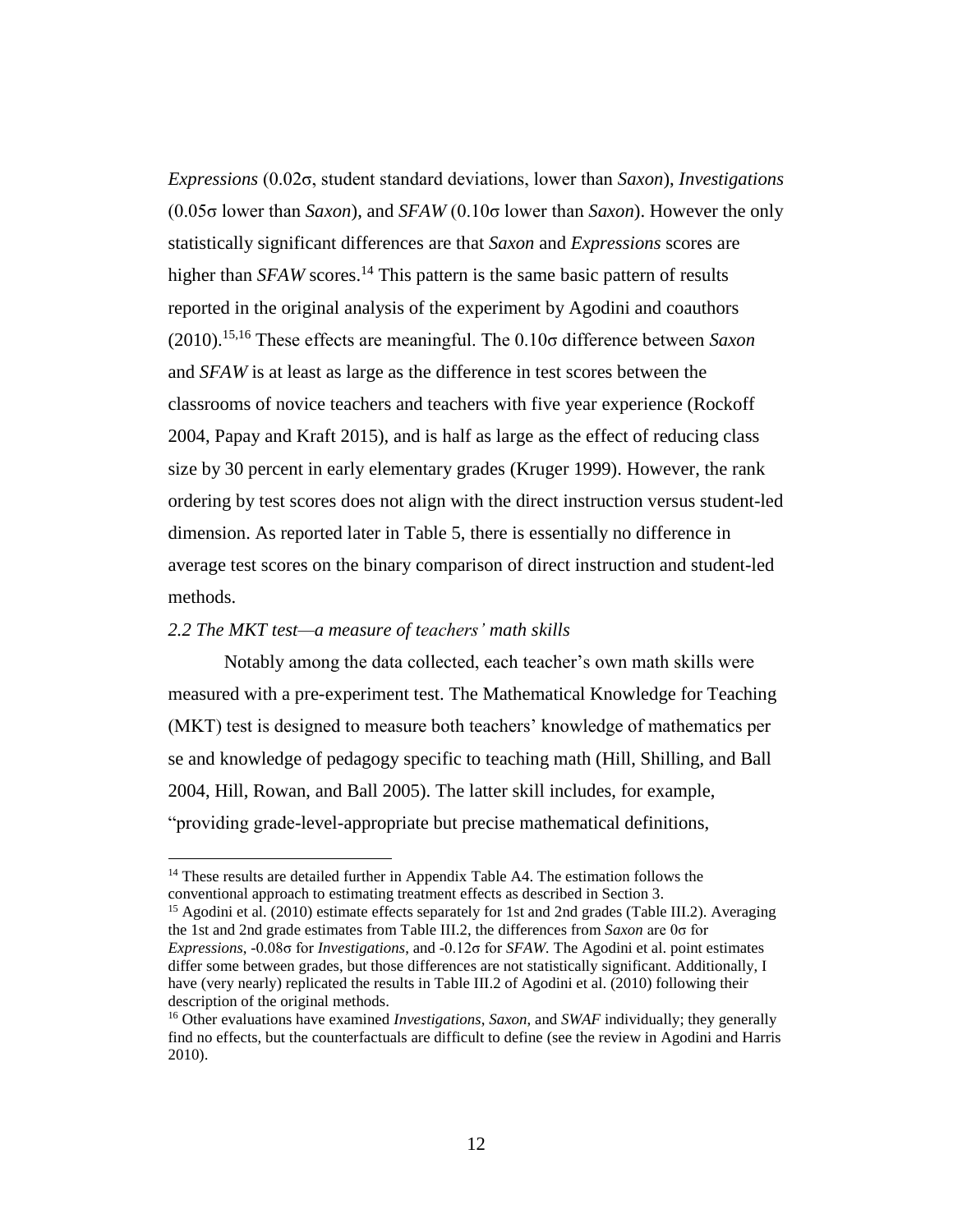*Expressions* (0.02σ, student standard deviations, lower than *Saxon*), *Investigations* (0.05σ lower than *Saxon*), and *SFAW* (0.10σ lower than *Saxon*). However the only statistically significant differences are that *Saxon* and *Expressions* scores are higher than *SFAW* scores.[14] This pattern is the same basic pattern of results reported in the original analysis of the experiment by Agodini and coauthors (2010).[15,16] These effects are meaningful. The 0.10σ difference between *Saxon* and *SFAW* is at least as large as the difference in test scores between the classrooms of novice teachers and teachers with five year experience (Rockoff 2004, Papay and Kraft 2015), and is half as large as the effect of reducing class size by 30 percent in early elementary grades (Kruger 1999). However, the rank ordering by test scores does not align with the direct instruction versus student-led dimension. As reported later in Table 5, there is essentially no difference in average test scores on the binary comparison of direct instruction and student-led methods.

### *2.2 The MKT test—a measure of teachers' math skills*

Notably among the data collected, each teacher's own math skills were measured with a pre-experiment test. The Mathematical Knowledge for Teaching (MKT) test is designed to measure both teachers' knowledge of mathematics per se and knowledge of pedagogy specific to teaching math (Hill, Shilling, and Ball 2004, Hill, Rowan, and Ball 2005). The latter skill includes, for example, "providing grade-level-appropriate but precise mathematical definitions,

---

[14] These results are detailed further in Appendix Table A4. The estimation follows the conventional approach to estimating treatment effects as described in Section 3.

[15] Agodini et al. (2010) estimate effects separately for 1st and 2nd grades (Table III.2). Averaging the 1st and 2nd grade estimates from Table III.2, the differences from *Saxon* are 0σ for *Expressions*, -0.08σ for *Investigations*, and -0.12σ for *SFAW*. The Agodini et al. point estimates differ some between grades, but those differences are not statistically significant. Additionally, I have (very nearly) replicated the results in Table III.2 of Agodini et al. (2010) following their description of the original methods.

[16] Other evaluations have examined *Investigations*, *Saxon*, and *SWAF* individually; they generally find no effects, but the counterfactuals are difficult to define (see the review in Agodini and Harris 2010).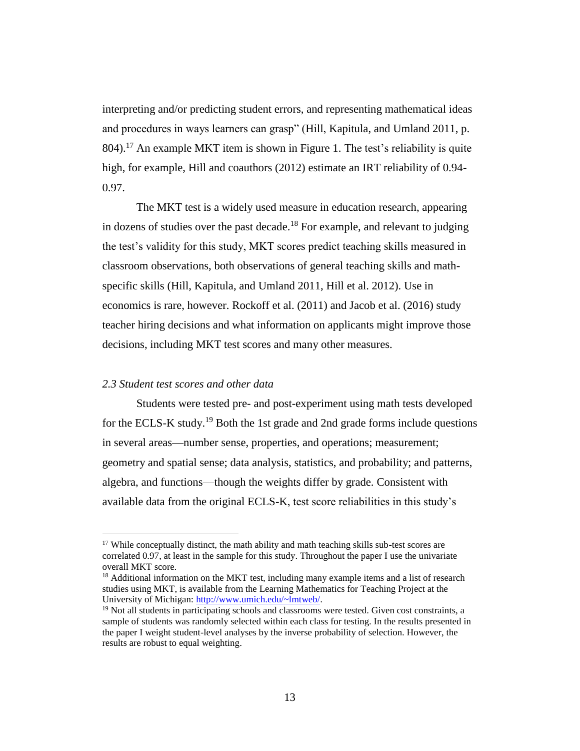interpreting and/or predicting student errors, and representing mathematical ideas and procedures in ways learners can grasp" (Hill, Kapitula, and Umland 2011, p. 804).[17] An example MKT item is shown in Figure 1. The test's reliability is quite high, for example, Hill and coauthors (2012) estimate an IRT reliability of 0.94-0.97.

The MKT test is a widely used measure in education research, appearing in dozens of studies over the past decade.[18] For example, and relevant to judging the test's validity for this study, MKT scores predict teaching skills measured in classroom observations, both observations of general teaching skills and math-specific skills (Hill, Kapitula, and Umland 2011, Hill et al. 2012). Use in economics is rare, however. Rockoff et al. (2011) and Jacob et al. (2016) study teacher hiring decisions and what information on applicants might improve those decisions, including MKT test scores and many other measures.

### *2.3 Student test scores and other data*

Students were tested pre- and post-experiment using math tests developed for the ECLS-K study.[19] Both the 1st grade and 2nd grade forms include questions in several areas—number sense, properties, and operations; measurement; geometry and spatial sense; data analysis, statistics, and probability; and patterns, algebra, and functions—though the weights differ by grade. Consistent with available data from the original ECLS-K, test score reliabilities in this study's

---

[17] While conceptually distinct, the math ability and math teaching skills sub-test scores are correlated 0.97, at least in the sample for this study. Throughout the paper I use the univariate overall MKT score.

[18] Additional information on the MKT test, including many example items and a list of research studies using MKT, is available from the Learning Mathematics for Teaching Project at the University of Michigan: http://www.umich.edu/~lmtweb/.

[19] Not all students in participating schools and classrooms were tested. Given cost constraints, a sample of students was randomly selected within each class for testing. In the results presented in the paper I weight student-level analyses by the inverse probability of selection. However, the results are robust to equal weighting.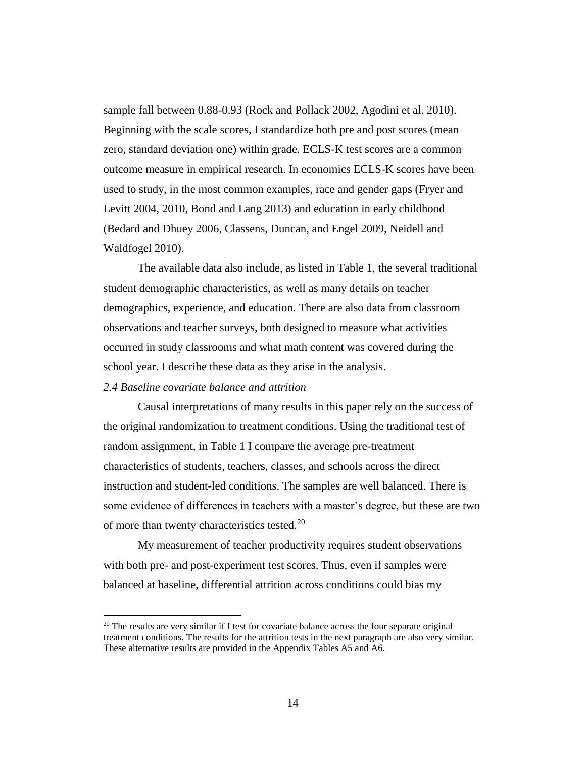sample fall between 0.88-0.93 (Rock and Pollack 2002, Agodini et al. 2010). Beginning with the scale scores, I standardize both pre and post scores (mean zero, standard deviation one) within grade. ECLS-K test scores are a common outcome measure in empirical research. In economics ECLS-K scores have been used to study, in the most common examples, race and gender gaps (Fryer and Levitt 2004, 2010, Bond and Lang 2013) and education in early childhood (Bedard and Dhuey 2006, Classens, Duncan, and Engel 2009, Neidell and Waldfogel 2010).

The available data also include, as listed in Table 1, the several traditional student demographic characteristics, as well as many details on teacher demographics, experience, and education. There are also data from classroom observations and teacher surveys, both designed to measure what activities occurred in study classrooms and what math content was covered during the school year. I describe these data as they arise in the analysis.

*2.4 Baseline covariate balance and attrition*

Causal interpretations of many results in this paper rely on the success of the original randomization to treatment conditions. Using the traditional test of random assignment, in Table 1 I compare the average pre-treatment characteristics of students, teachers, classes, and schools across the direct instruction and student-led conditions. The samples are well balanced. There is some evidence of differences in teachers with a master's degree, but these are two of more than twenty characteristics tested.[20]

My measurement of teacher productivity requires student observations with both pre- and post-experiment test scores. Thus, even if samples were balanced at baseline, differential attrition across conditions could bias my

[20] The results are very similar if I test for covariate balance across the four separate original treatment conditions. The results for the attrition tests in the next paragraph are also very similar. These alternative results are provided in the Appendix Tables A5 and A6.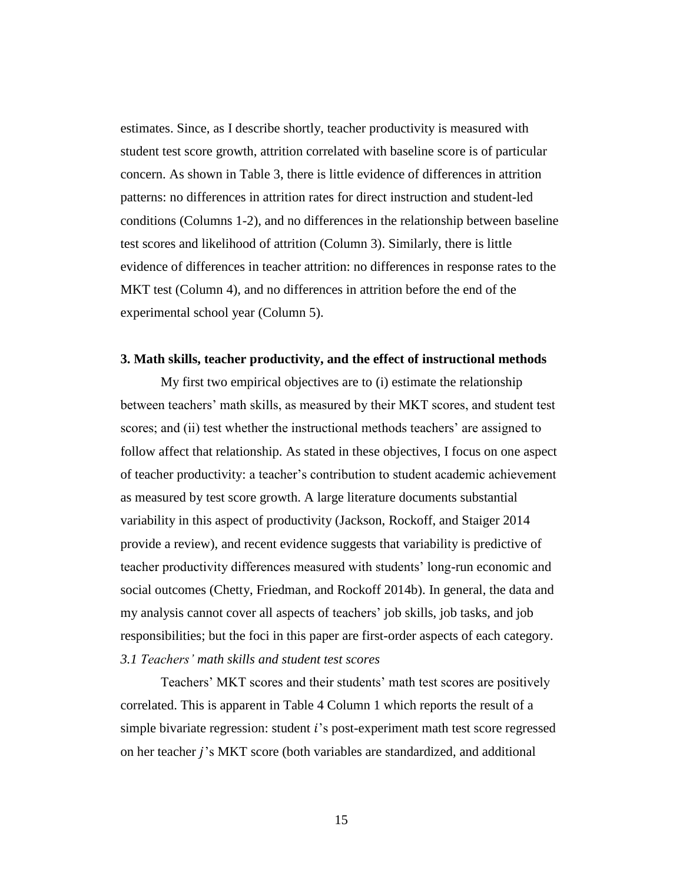estimates. Since, as I describe shortly, teacher productivity is measured with student test score growth, attrition correlated with baseline score is of particular concern. As shown in Table 3, there is little evidence of differences in attrition patterns: no differences in attrition rates for direct instruction and student-led conditions (Columns 1-2), and no differences in the relationship between baseline test scores and likelihood of attrition (Column 3). Similarly, there is little evidence of differences in teacher attrition: no differences in response rates to the MKT test (Column 4), and no differences in attrition before the end of the experimental school year (Column 5).

## 3. Math skills, teacher productivity, and the effect of instructional methods

My first two empirical objectives are to (i) estimate the relationship between teachers' math skills, as measured by their MKT scores, and student test scores; and (ii) test whether the instructional methods teachers' are assigned to follow affect that relationship. As stated in these objectives, I focus on one aspect of teacher productivity: a teacher's contribution to student academic achievement as measured by test score growth. A large literature documents substantial variability in this aspect of productivity (Jackson, Rockoff, and Staiger 2014 provide a review), and recent evidence suggests that variability is predictive of teacher productivity differences measured with students' long-run economic and social outcomes (Chetty, Friedman, and Rockoff 2014b). In general, the data and my analysis cannot cover all aspects of teachers' job skills, job tasks, and job responsibilities; but the foci in this paper are first-order aspects of each category.

### *3.1 Teachers' math skills and student test scores*

Teachers' MKT scores and their students' math test scores are positively correlated. This is apparent in Table 4 Column 1 which reports the result of a simple bivariate regression: student $i$'s post-experiment math test score regressed on her teacher $j$'s MKT score (both variables are standardized, and additional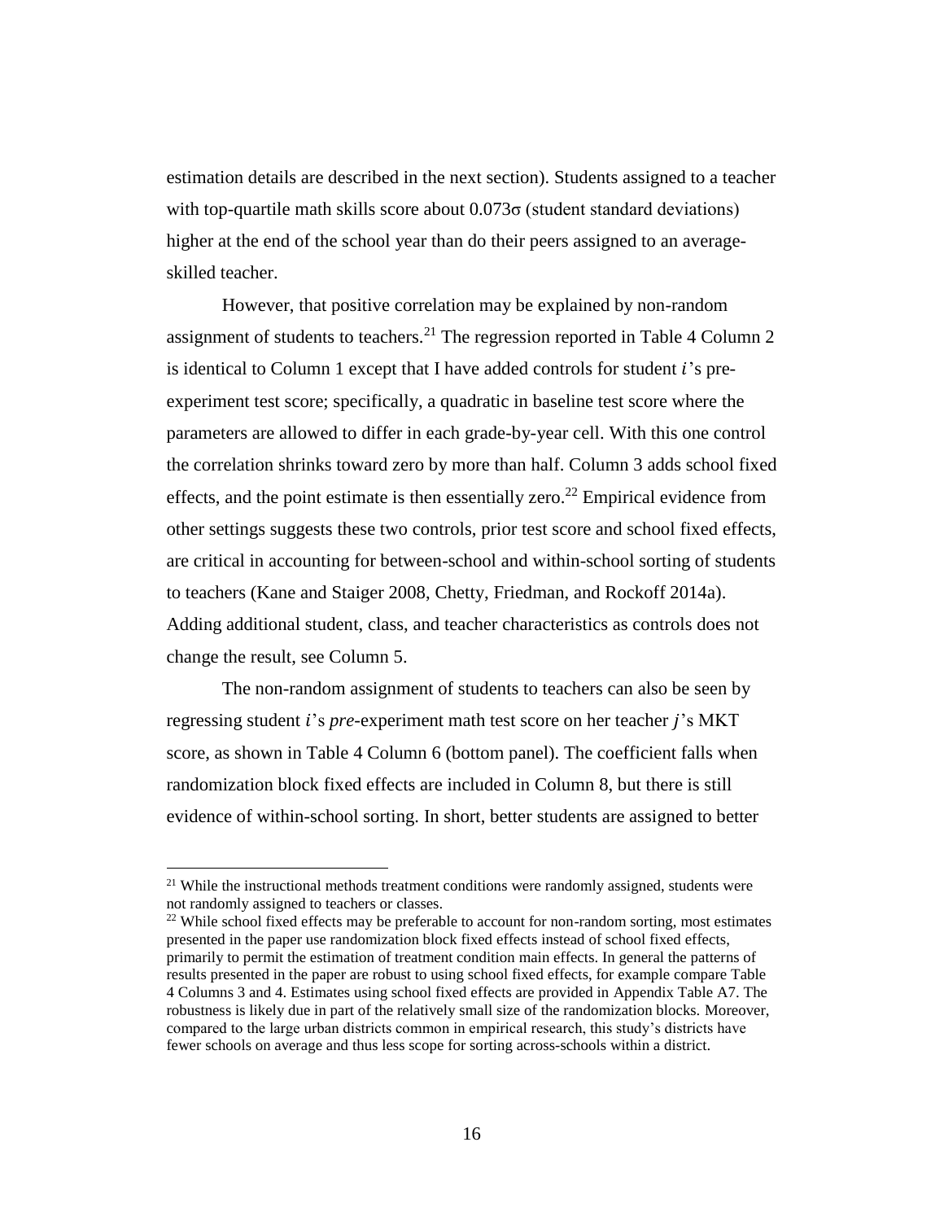estimation details are described in the next section). Students assigned to a teacher with top-quartile math skills score about 0.073σ (student standard deviations) higher at the end of the school year than do their peers assigned to an average-skilled teacher.

However, that positive correlation may be explained by non-random assignment of students to teachers.[21] The regression reported in Table 4 Column 2 is identical to Column 1 except that I have added controls for student $i$'s pre-experiment test score; specifically, a quadratic in baseline test score where the parameters are allowed to differ in each grade-by-year cell. With this one control the correlation shrinks toward zero by more than half. Column 3 adds school fixed effects, and the point estimate is then essentially zero.[22] Empirical evidence from other settings suggests these two controls, prior test score and school fixed effects, are critical in accounting for between-school and within-school sorting of students to teachers (Kane and Staiger 2008, Chetty, Friedman, and Rockoff 2014a). Adding additional student, class, and teacher characteristics as controls does not change the result, see Column 5.

The non-random assignment of students to teachers can also be seen by regressing student $i$'s *pre*-experiment math test score on her teacher $j$'s MKT score, as shown in Table 4 Column 6 (bottom panel). The coefficient falls when randomization block fixed effects are included in Column 8, but there is still evidence of within-school sorting. In short, better students are assigned to better

[21] While the instructional methods treatment conditions were randomly assigned, students were not randomly assigned to teachers or classes.

[22] While school fixed effects may be preferable to account for non-random sorting, most estimates presented in the paper use randomization block fixed effects instead of school fixed effects, primarily to permit the estimation of treatment condition main effects. In general the patterns of results presented in the paper are robust to using school fixed effects, for example compare Table 4 Columns 3 and 4. Estimates using school fixed effects are provided in Appendix Table A7. The robustness is likely due in part of the relatively small size of the randomization blocks. Moreover, compared to the large urban districts common in empirical research, this study's districts have fewer schools on average and thus less scope for sorting across-schools within a district.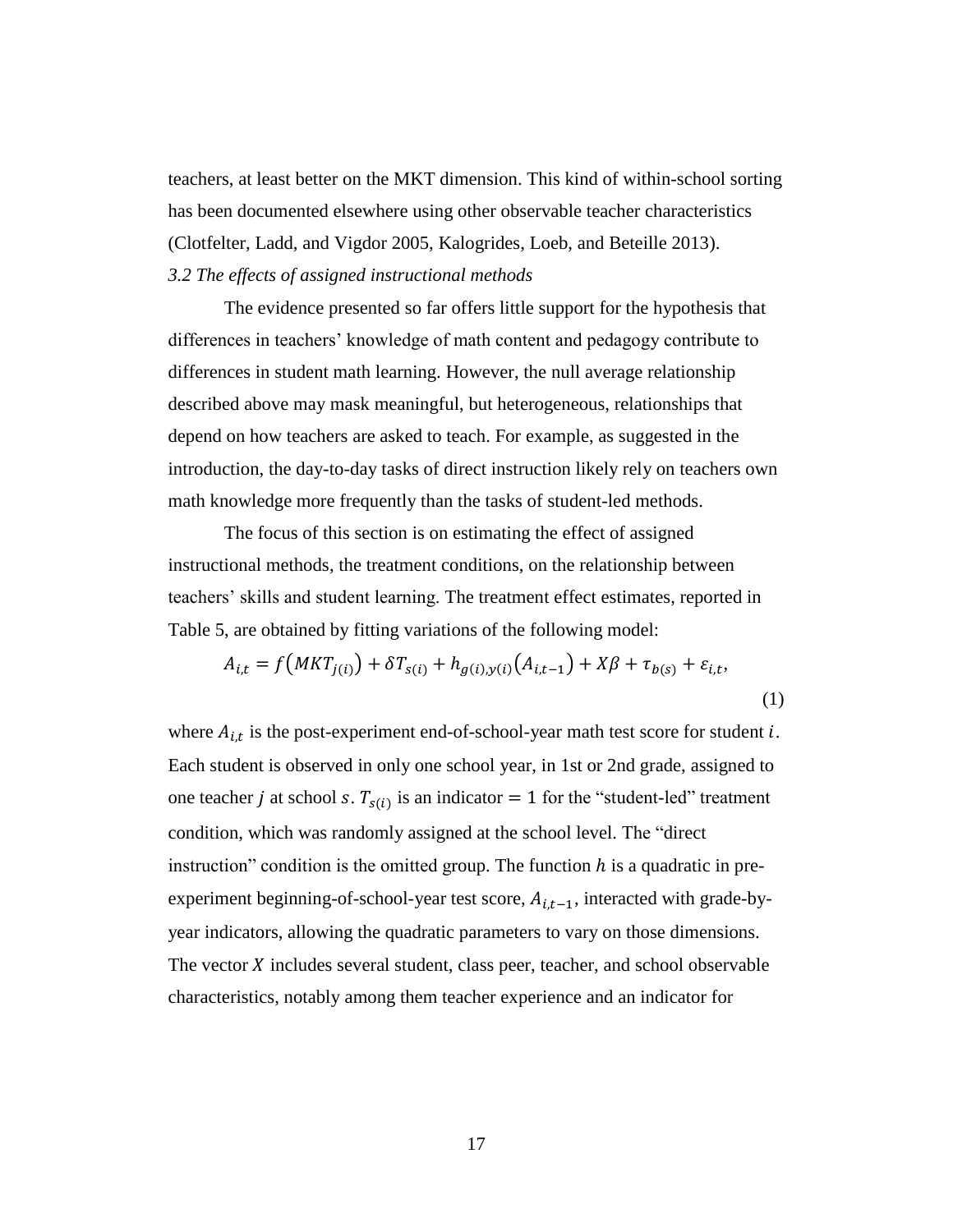teachers, at least better on the MKT dimension. This kind of within-school sorting has been documented elsewhere using other observable teacher characteristics (Clotfelter, Ladd, and Vigdor 2005, Kalogrides, Loeb, and Beteille 2013).

### *3.2 The effects of assigned instructional methods*

The evidence presented so far offers little support for the hypothesis that differences in teachers' knowledge of math content and pedagogy contribute to differences in student math learning. However, the null average relationship described above may mask meaningful, but heterogeneous, relationships that depend on how teachers are asked to teach. For example, as suggested in the introduction, the day-to-day tasks of direct instruction likely rely on teachers own math knowledge more frequently than the tasks of student-led methods.

The focus of this section is on estimating the effect of assigned instructional methods, the treatment conditions, on the relationship between teachers' skills and student learning. The treatment effect estimates, reported in Table 5, are obtained by fitting variations of the following model:

$$A_{i,t} = f\left(MKT_{j(i)}\right) + \delta T_{s(i)} + h_{g(i),y(i)}\left(A_{i,t-1}\right) + X\beta + \tau_{b(s)} + \varepsilon_{i,t}, \quad (1)$$

where $A_{i,t}$ is the post-experiment end-of-school-year math test score for student $i$. Each student is observed in only one school year, in 1st or 2nd grade, assigned to one teacher $j$ at school $s$. $T_{s(i)}$ is an indicator $= 1$ for the "student-led" treatment condition, which was randomly assigned at the school level. The "direct instruction" condition is the omitted group. The function $h$ is a quadratic in pre-experiment beginning-of-school-year test score, $A_{i,t-1}$, interacted with grade-by-year indicators, allowing the quadratic parameters to vary on those dimensions. The vector $X$ includes several student, class peer, teacher, and school observable characteristics, notably among them teacher experience and an indicator for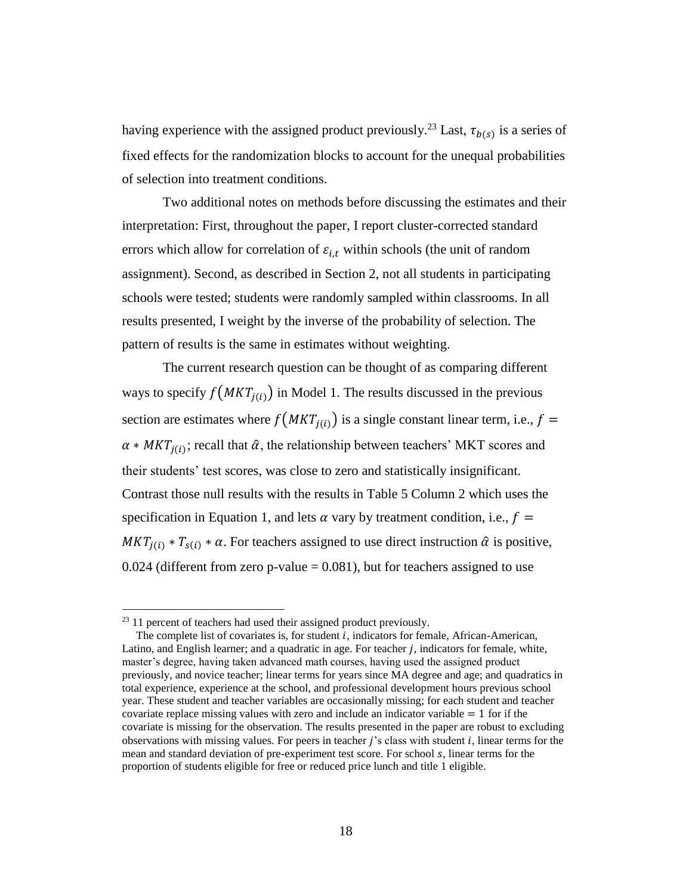having experience with the assigned product previously.[23] Last, $\tau_{b(s)}$ is a series of fixed effects for the randomization blocks to account for the unequal probabilities of selection into treatment conditions.

Two additional notes on methods before discussing the estimates and their interpretation: First, throughout the paper, I report cluster-corrected standard errors which allow for correlation of $\varepsilon_{i,t}$ within schools (the unit of random assignment). Second, as described in Section 2, not all students in participating schools were tested; students were randomly sampled within classrooms. In all results presented, I weight by the inverse of the probability of selection. The pattern of results is the same in estimates without weighting.

The current research question can be thought of as comparing different ways to specify $f\big(MKT_{j(i)}\big)$ in Model 1. The results discussed in the previous section are estimates where $f\big(MKT_{j(i)}\big)$ is a single constant linear term, i.e., $f = \alpha * MKT_{j(i)}$; recall that $\hat{\alpha}$, the relationship between teachers' MKT scores and their students' test scores, was close to zero and statistically insignificant. Contrast those null results with the results in Table 5 Column 2 which uses the specification in Equation 1, and lets $\alpha$ vary by treatment condition, i.e., $f = MKT_{j(i)} * T_{s(i)} * \alpha$. For teachers assigned to use direct instruction $\hat{\alpha}$ is positive, 0.024 (different from zero p-value = 0.081), but for teachers assigned to use

[23] 11 percent of teachers had used their assigned product previously.

The complete list of covariates is, for student $i$, indicators for female, African-American, Latino, and English learner; and a quadratic in age. For teacher $j$, indicators for female, white, master's degree, having taken advanced math courses, having used the assigned product previously, and novice teacher; linear terms for years since MA degree and age; and quadratics in total experience, experience at the school, and professional development hours previous school year. These student and teacher variables are occasionally missing; for each student and teacher covariate replace missing values with zero and include an indicator variable $= 1$ for if the covariate is missing for the observation. The results presented in the paper are robust to excluding observations with missing values. For peers in teacher $j$'s class with student $i$, linear terms for the mean and standard deviation of pre-experiment test score. For school $s$, linear terms for the proportion of students eligible for free or reduced price lunch and title 1 eligible.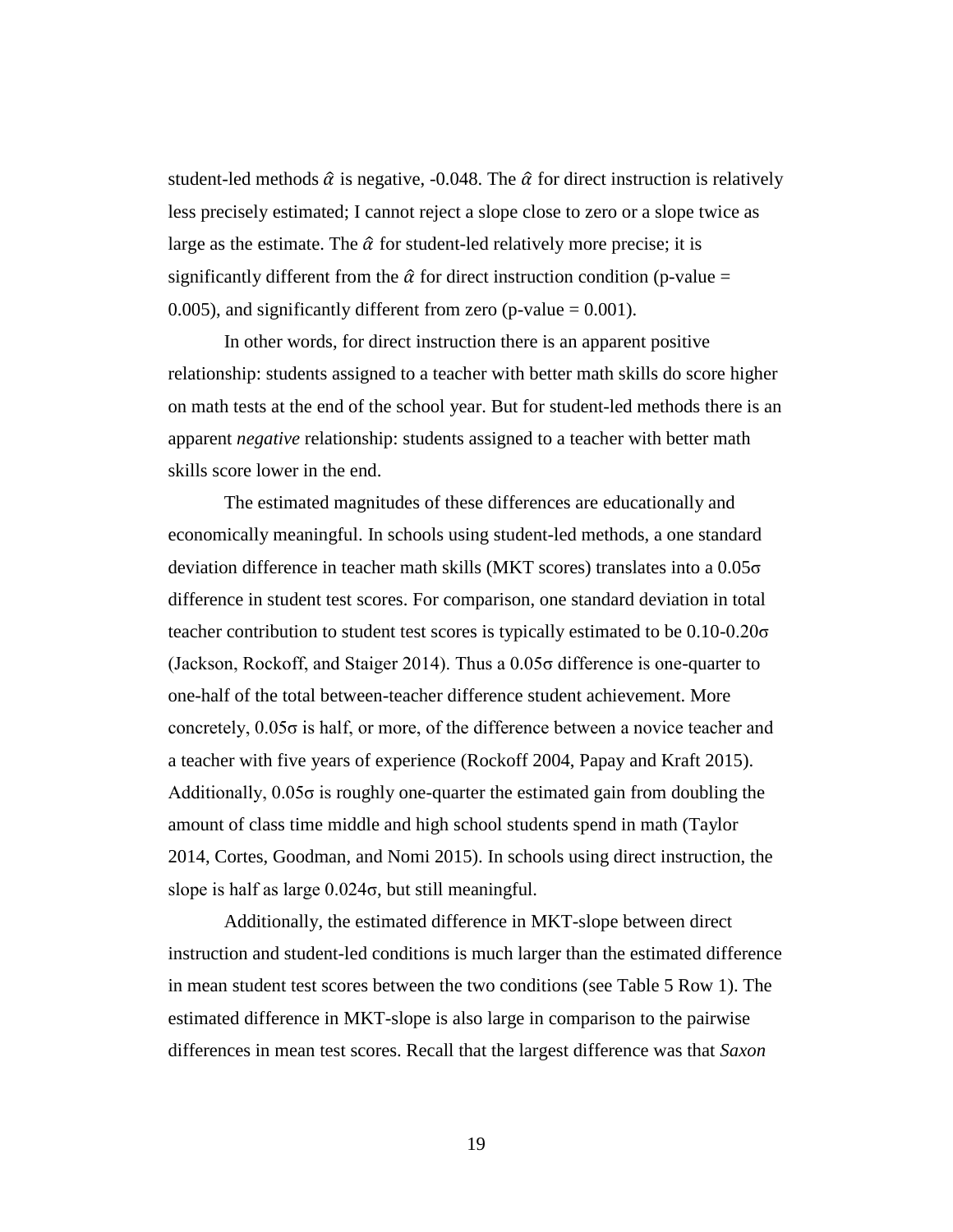student-led methods $\hat{\alpha}$ is negative, -0.048. The $\hat{\alpha}$ for direct instruction is relatively less precisely estimated; I cannot reject a slope close to zero or a slope twice as large as the estimate. The $\hat{\alpha}$ for student-led relatively more precise; it is significantly different from the $\hat{\alpha}$ for direct instruction condition (p-value = 0.005), and significantly different from zero (p-value = 0.001).

In other words, for direct instruction there is an apparent positive relationship: students assigned to a teacher with better math skills do score higher on math tests at the end of the school year. But for student-led methods there is an apparent *negative* relationship: students assigned to a teacher with better math skills score lower in the end.

The estimated magnitudes of these differences are educationally and economically meaningful. In schools using student-led methods, a one standard deviation difference in teacher math skills (MKT scores) translates into a 0.05σ difference in student test scores. For comparison, one standard deviation in total teacher contribution to student test scores is typically estimated to be 0.10-0.20σ (Jackson, Rockoff, and Staiger 2014). Thus a 0.05σ difference is one-quarter to one-half of the total between-teacher difference student achievement. More concretely, 0.05σ is half, or more, of the difference between a novice teacher and a teacher with five years of experience (Rockoff 2004, Papay and Kraft 2015). Additionally, 0.05σ is roughly one-quarter the estimated gain from doubling the amount of class time middle and high school students spend in math (Taylor 2014, Cortes, Goodman, and Nomi 2015). In schools using direct instruction, the slope is half as large 0.024σ, but still meaningful.

Additionally, the estimated difference in MKT-slope between direct instruction and student-led conditions is much larger than the estimated difference in mean student test scores between the two conditions (see Table 5 Row 1). The estimated difference in MKT-slope is also large in comparison to the pairwise differences in mean test scores. Recall that the largest difference was that *Saxon*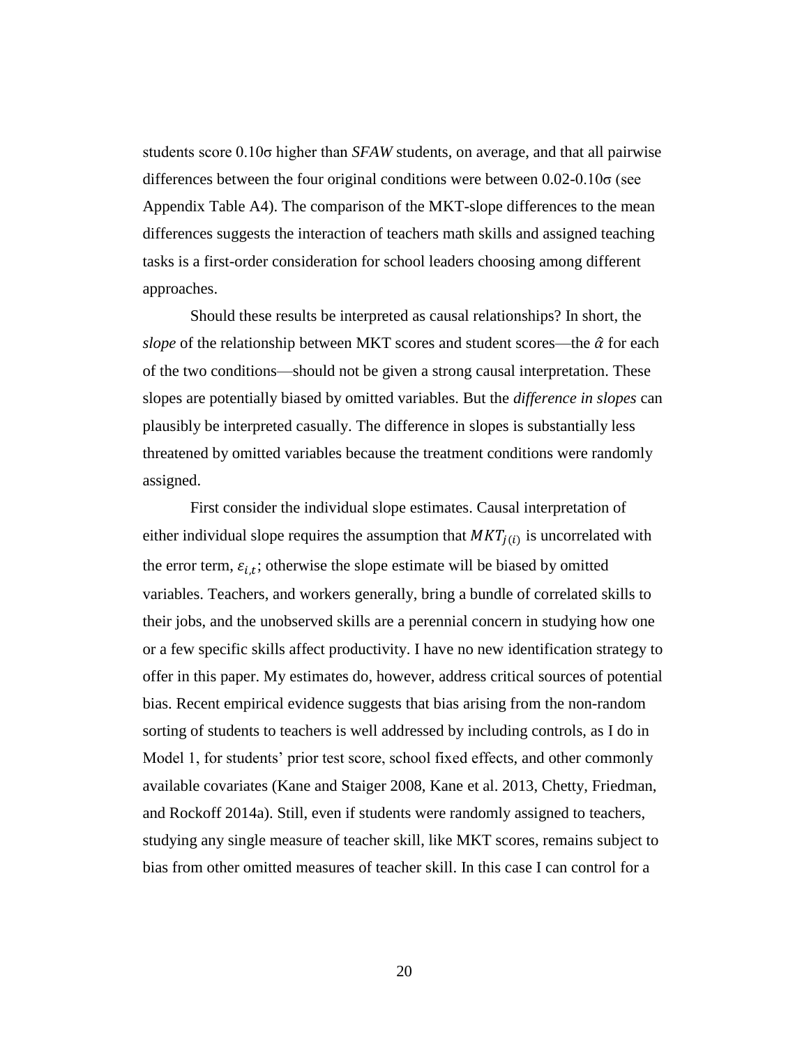students score 0.10σ higher than *SFAW* students, on average, and that all pairwise differences between the four original conditions were between 0.02-0.10σ (see Appendix Table A4). The comparison of the MKT-slope differences to the mean differences suggests the interaction of teachers math skills and assigned teaching tasks is a first-order consideration for school leaders choosing among different approaches.

Should these results be interpreted as causal relationships? In short, the *slope* of the relationship between MKT scores and student scores—the $\hat{\alpha}$ for each of the two conditions—should not be given a strong causal interpretation. These slopes are potentially biased by omitted variables. But the *difference in slopes* can plausibly be interpreted casually. The difference in slopes is substantially less threatened by omitted variables because the treatment conditions were randomly assigned.

First consider the individual slope estimates. Causal interpretation of either individual slope requires the assumption that $MKT_{j(i)}$ is uncorrelated with the error term, $\varepsilon_{i,t}$; otherwise the slope estimate will be biased by omitted variables. Teachers, and workers generally, bring a bundle of correlated skills to their jobs, and the unobserved skills are a perennial concern in studying how one or a few specific skills affect productivity. I have no new identification strategy to offer in this paper. My estimates do, however, address critical sources of potential bias. Recent empirical evidence suggests that bias arising from the non-random sorting of students to teachers is well addressed by including controls, as I do in Model 1, for students' prior test score, school fixed effects, and other commonly available covariates (Kane and Staiger 2008, Kane et al. 2013, Chetty, Friedman, and Rockoff 2014a). Still, even if students were randomly assigned to teachers, studying any single measure of teacher skill, like MKT scores, remains subject to bias from other omitted measures of teacher skill. In this case I can control for a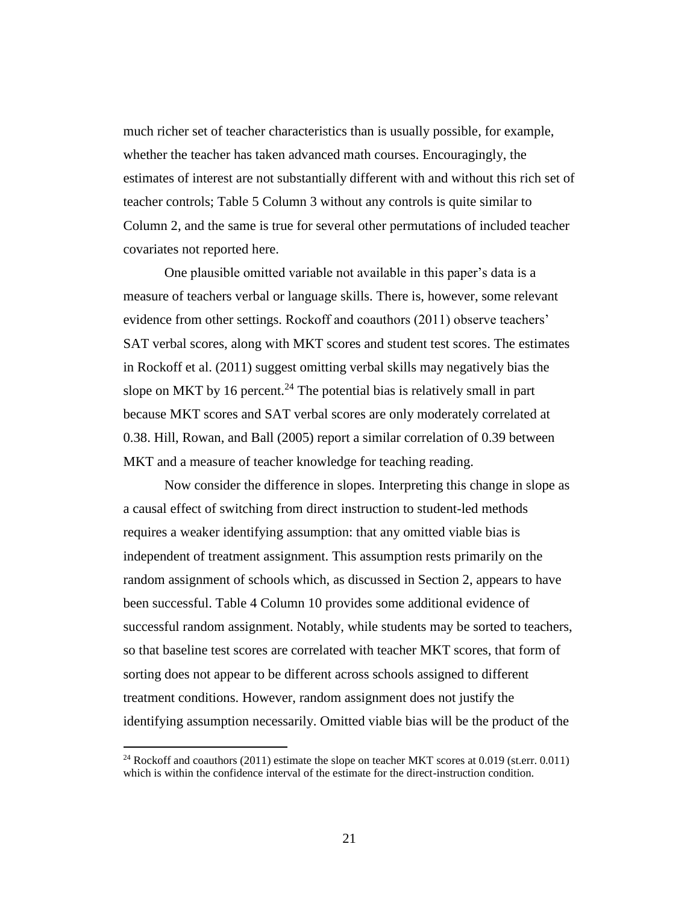much richer set of teacher characteristics than is usually possible, for example, whether the teacher has taken advanced math courses. Encouragingly, the estimates of interest are not substantially different with and without this rich set of teacher controls; Table 5 Column 3 without any controls is quite similar to Column 2, and the same is true for several other permutations of included teacher covariates not reported here.

One plausible omitted variable not available in this paper's data is a measure of teachers verbal or language skills. There is, however, some relevant evidence from other settings. Rockoff and coauthors (2011) observe teachers' SAT verbal scores, along with MKT scores and student test scores. The estimates in Rockoff et al. (2011) suggest omitting verbal skills may negatively bias the slope on MKT by 16 percent.[24] The potential bias is relatively small in part because MKT scores and SAT verbal scores are only moderately correlated at 0.38. Hill, Rowan, and Ball (2005) report a similar correlation of 0.39 between MKT and a measure of teacher knowledge for teaching reading.

Now consider the difference in slopes. Interpreting this change in slope as a causal effect of switching from direct instruction to student-led methods requires a weaker identifying assumption: that any omitted viable bias is independent of treatment assignment. This assumption rests primarily on the random assignment of schools which, as discussed in Section 2, appears to have been successful. Table 4 Column 10 provides some additional evidence of successful random assignment. Notably, while students may be sorted to teachers, so that baseline test scores are correlated with teacher MKT scores, that form of sorting does not appear to be different across schools assigned to different treatment conditions. However, random assignment does not justify the identifying assumption necessarily. Omitted viable bias will be the product of the

[24] Rockoff and coauthors (2011) estimate the slope on teacher MKT scores at 0.019 (st.err. 0.011) which is within the confidence interval of the estimate for the direct-instruction condition.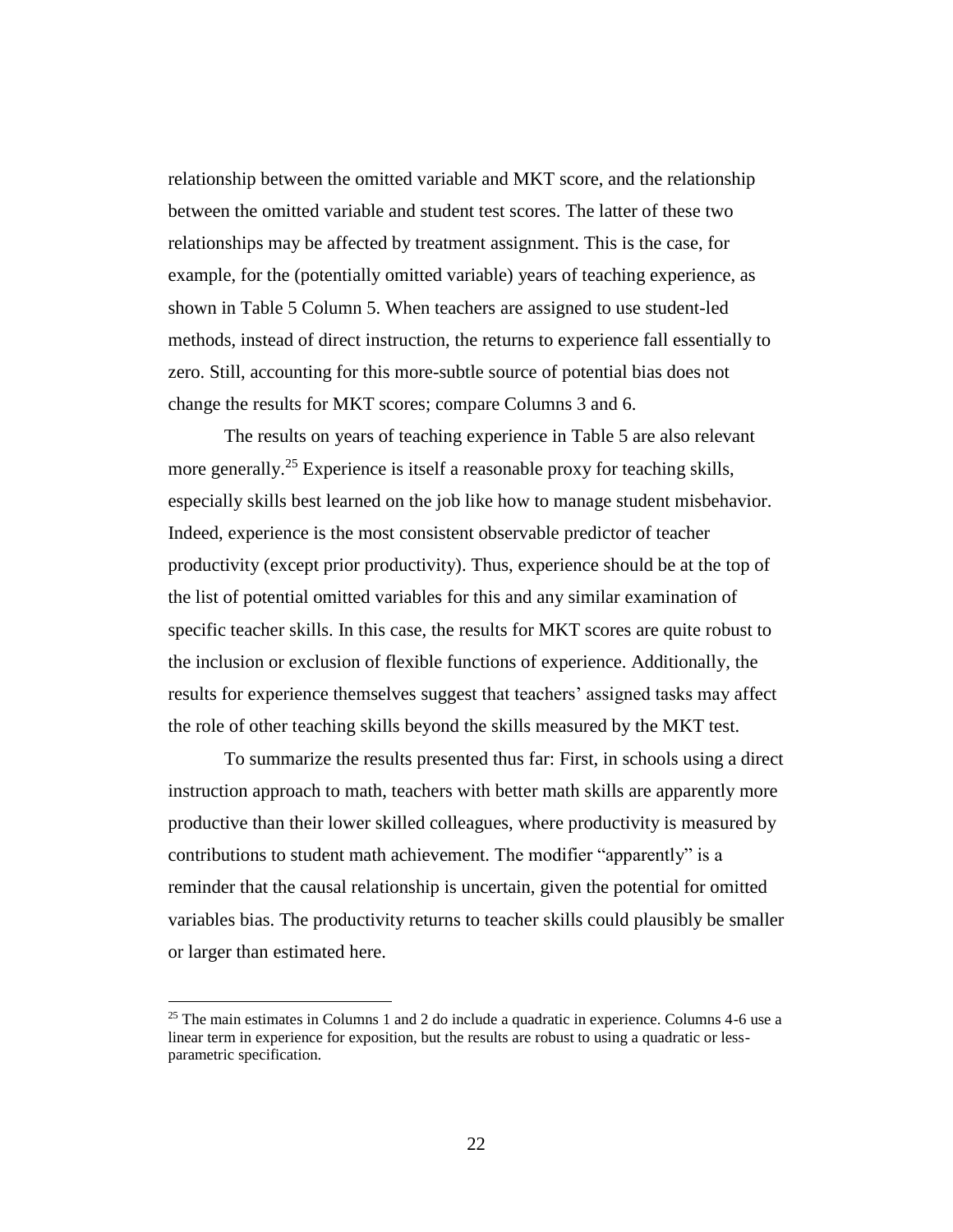relationship between the omitted variable and MKT score, and the relationship between the omitted variable and student test scores. The latter of these two relationships may be affected by treatment assignment. This is the case, for example, for the (potentially omitted variable) years of teaching experience, as shown in Table 5 Column 5. When teachers are assigned to use student-led methods, instead of direct instruction, the returns to experience fall essentially to zero. Still, accounting for this more-subtle source of potential bias does not change the results for MKT scores; compare Columns 3 and 6.

The results on years of teaching experience in Table 5 are also relevant more generally.[25] Experience is itself a reasonable proxy for teaching skills, especially skills best learned on the job like how to manage student misbehavior. Indeed, experience is the most consistent observable predictor of teacher productivity (except prior productivity). Thus, experience should be at the top of the list of potential omitted variables for this and any similar examination of specific teacher skills. In this case, the results for MKT scores are quite robust to the inclusion or exclusion of flexible functions of experience. Additionally, the results for experience themselves suggest that teachers' assigned tasks may affect the role of other teaching skills beyond the skills measured by the MKT test.

To summarize the results presented thus far: First, in schools using a direct instruction approach to math, teachers with better math skills are apparently more productive than their lower skilled colleagues, where productivity is measured by contributions to student math achievement. The modifier "apparently" is a reminder that the causal relationship is uncertain, given the potential for omitted variables bias. The productivity returns to teacher skills could plausibly be smaller or larger than estimated here.

[25] The main estimates in Columns 1 and 2 do include a quadratic in experience. Columns 4-6 use a linear term in experience for exposition, but the results are robust to using a quadratic or less-parametric specification.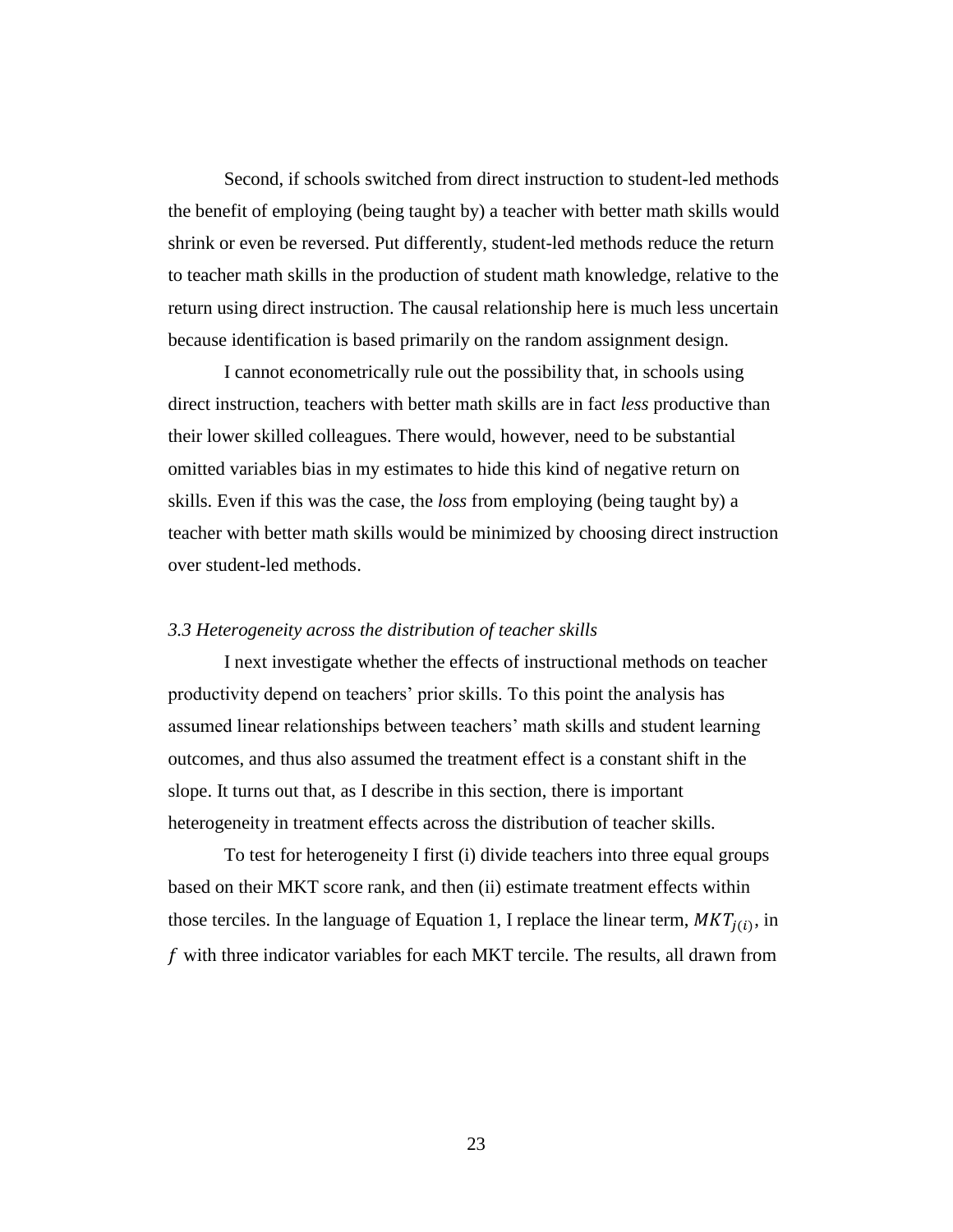Second, if schools switched from direct instruction to student-led methods the benefit of employing (being taught by) a teacher with better math skills would shrink or even be reversed. Put differently, student-led methods reduce the return to teacher math skills in the production of student math knowledge, relative to the return using direct instruction. The causal relationship here is much less uncertain because identification is based primarily on the random assignment design.

I cannot econometrically rule out the possibility that, in schools using direct instruction, teachers with better math skills are in fact *less* productive than their lower skilled colleagues. There would, however, need to be substantial omitted variables bias in my estimates to hide this kind of negative return on skills. Even if this was the case, the *loss* from employing (being taught by) a teacher with better math skills would be minimized by choosing direct instruction over student-led methods.

### *3.3 Heterogeneity across the distribution of teacher skills*

I next investigate whether the effects of instructional methods on teacher productivity depend on teachers' prior skills. To this point the analysis has assumed linear relationships between teachers' math skills and student learning outcomes, and thus also assumed the treatment effect is a constant shift in the slope. It turns out that, as I describe in this section, there is important heterogeneity in treatment effects across the distribution of teacher skills.

To test for heterogeneity I first (i) divide teachers into three equal groups based on their MKT score rank, and then (ii) estimate treatment effects within those terciles. In the language of Equation 1, I replace the linear term, $MKT_{j(i)}$, in $f$ with three indicator variables for each MKT tercile. The results, all drawn from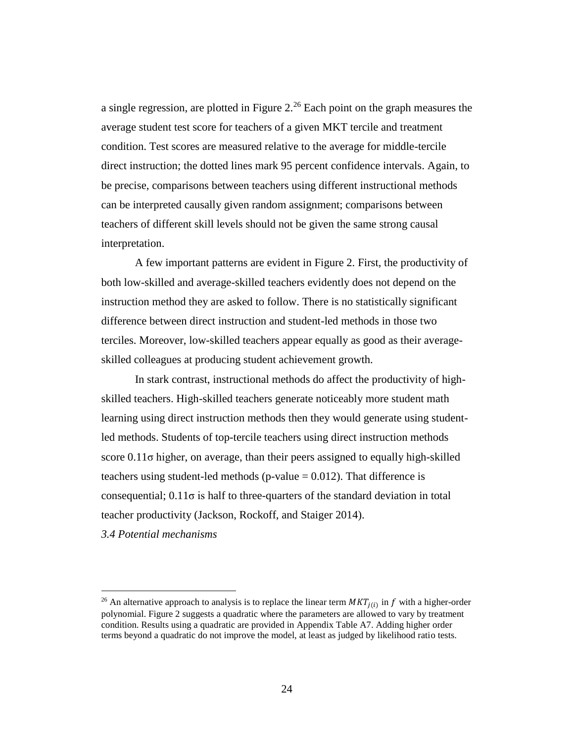a single regression, are plotted in Figure 2.[26] Each point on the graph measures the average student test score for teachers of a given MKT tercile and treatment condition. Test scores are measured relative to the average for middle-tercile direct instruction; the dotted lines mark 95 percent confidence intervals. Again, to be precise, comparisons between teachers using different instructional methods can be interpreted causally given random assignment; comparisons between teachers of different skill levels should not be given the same strong causal interpretation.

A few important patterns are evident in Figure 2. First, the productivity of both low-skilled and average-skilled teachers evidently does not depend on the instruction method they are asked to follow. There is no statistically significant difference between direct instruction and student-led methods in those two terciles. Moreover, low-skilled teachers appear equally as good as their average-skilled colleagues at producing student achievement growth.

In stark contrast, instructional methods do affect the productivity of high-skilled teachers. High-skilled teachers generate noticeably more student math learning using direct instruction methods then they would generate using student-led methods. Students of top-tercile teachers using direct instruction methods score 0.11σ higher, on average, than their peers assigned to equally high-skilled teachers using student-led methods (p-value = 0.012). That difference is consequential; 0.11σ is half to three-quarters of the standard deviation in total teacher productivity (Jackson, Rockoff, and Staiger 2014).

*3.4 Potential mechanisms*

[26] An alternative approach to analysis is to replace the linear term $MKT_{j(i)}$ in $f$ with a higher-order polynomial. Figure 2 suggests a quadratic where the parameters are allowed to vary by treatment condition. Results using a quadratic are provided in Appendix Table A7. Adding higher order terms beyond a quadratic do not improve the model, at least as judged by likelihood ratio tests.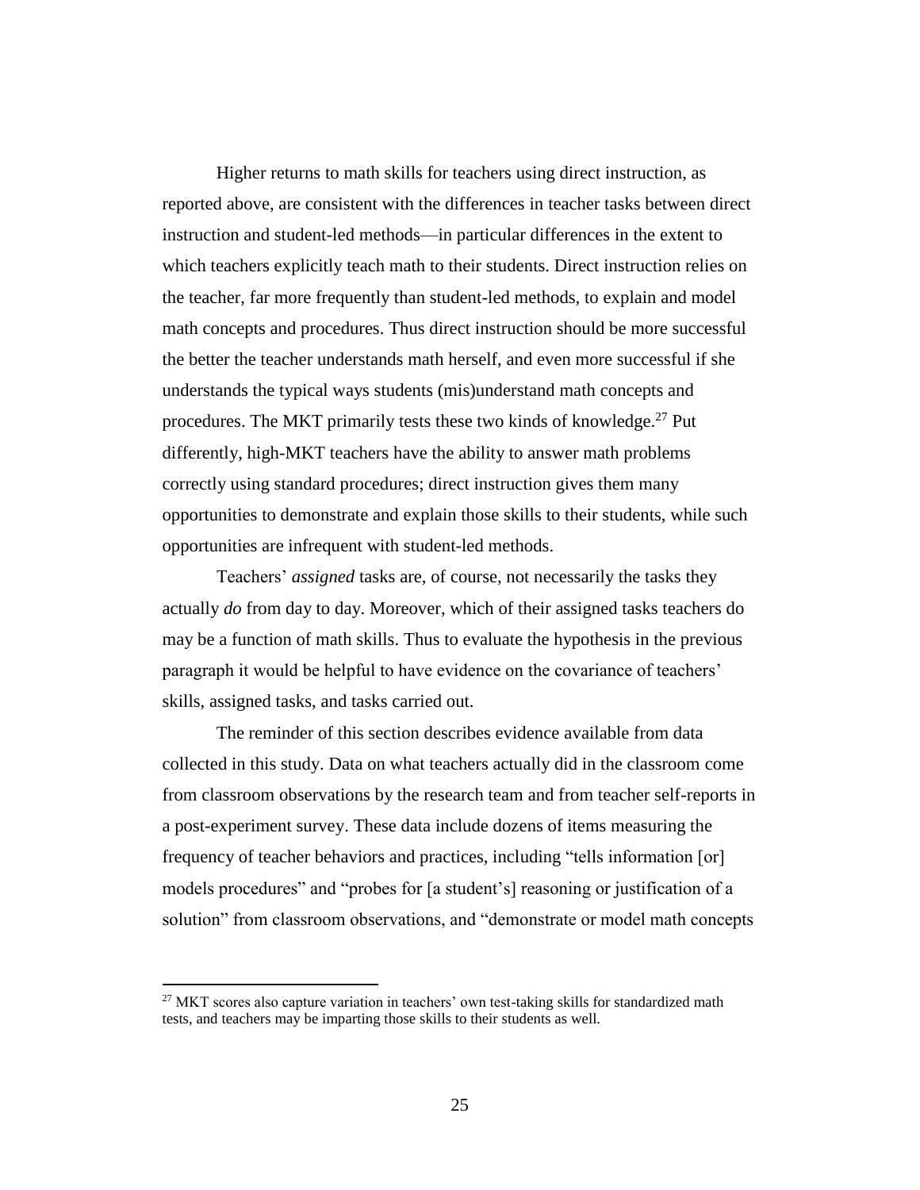Higher returns to math skills for teachers using direct instruction, as reported above, are consistent with the differences in teacher tasks between direct instruction and student-led methods—in particular differences in the extent to which teachers explicitly teach math to their students. Direct instruction relies on the teacher, far more frequently than student-led methods, to explain and model math concepts and procedures. Thus direct instruction should be more successful the better the teacher understands math herself, and even more successful if she understands the typical ways students (mis)understand math concepts and procedures. The MKT primarily tests these two kinds of knowledge.[27] Put differently, high-MKT teachers have the ability to answer math problems correctly using standard procedures; direct instruction gives them many opportunities to demonstrate and explain those skills to their students, while such opportunities are infrequent with student-led methods.

Teachers' *assigned* tasks are, of course, not necessarily the tasks they actually *do* from day to day. Moreover, which of their assigned tasks teachers do may be a function of math skills. Thus to evaluate the hypothesis in the previous paragraph it would be helpful to have evidence on the covariance of teachers' skills, assigned tasks, and tasks carried out.

The reminder of this section describes evidence available from data collected in this study. Data on what teachers actually did in the classroom come from classroom observations by the research team and from teacher self-reports in a post-experiment survey. These data include dozens of items measuring the frequency of teacher behaviors and practices, including "tells information [or] models procedures" and "probes for [a student's] reasoning or justification of a solution" from classroom observations, and "demonstrate or model math concepts

[27] MKT scores also capture variation in teachers' own test-taking skills for standardized math tests, and teachers may be imparting those skills to their students as well.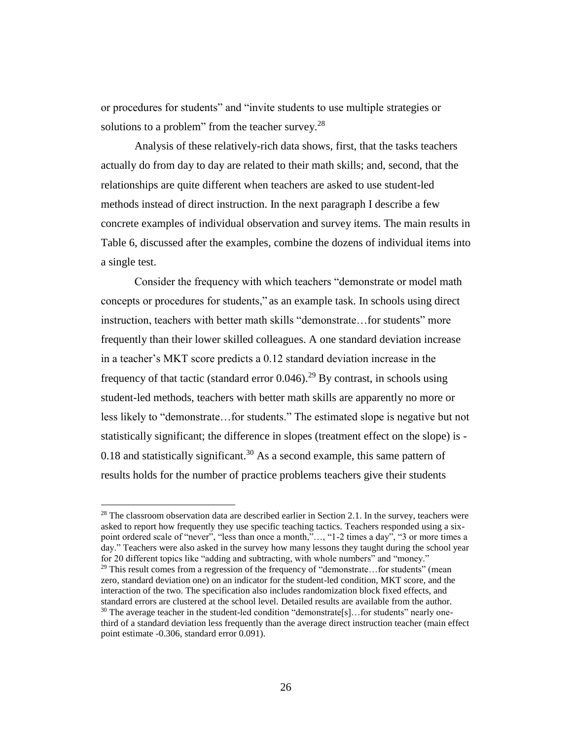or procedures for students" and "invite students to use multiple strategies or solutions to a problem" from the teacher survey.[28]

Analysis of these relatively-rich data shows, first, that the tasks teachers actually do from day to day are related to their math skills; and, second, that the relationships are quite different when teachers are asked to use student-led methods instead of direct instruction. In the next paragraph I describe a few concrete examples of individual observation and survey items. The main results in Table 6, discussed after the examples, combine the dozens of individual items into a single test.

Consider the frequency with which teachers "demonstrate or model math concepts or procedures for students," as an example task. In schools using direct instruction, teachers with better math skills "demonstrate…for students" more frequently than their lower skilled colleagues. A one standard deviation increase in a teacher's MKT score predicts a 0.12 standard deviation increase in the frequency of that tactic (standard error 0.046).[29] By contrast, in schools using student-led methods, teachers with better math skills are apparently no more or less likely to "demonstrate…for students." The estimated slope is negative but not statistically significant; the difference in slopes (treatment effect on the slope) is -0.18 and statistically significant.[30] As a second example, this same pattern of results holds for the number of practice problems teachers give their students

[28] The classroom observation data are described earlier in Section 2.1. In the survey, teachers were asked to report how frequently they use specific teaching tactics. Teachers responded using a six-point ordered scale of "never", "less than once a month,"…, "1-2 times a day", "3 or more times a day." Teachers were also asked in the survey how many lessons they taught during the school year for 20 different topics like "adding and subtracting, with whole numbers" and "money."

[29] This result comes from a regression of the frequency of "demonstrate…for students" (mean zero, standard deviation one) on an indicator for the student-led condition, MKT score, and the interaction of the two. The specification also includes randomization block fixed effects, and standard errors are clustered at the school level. Detailed results are available from the author.

[30] The average teacher in the student-led condition "demonstrate[s]…for students" nearly one-third of a standard deviation less frequently than the average direct instruction teacher (main effect point estimate -0.306, standard error 0.091).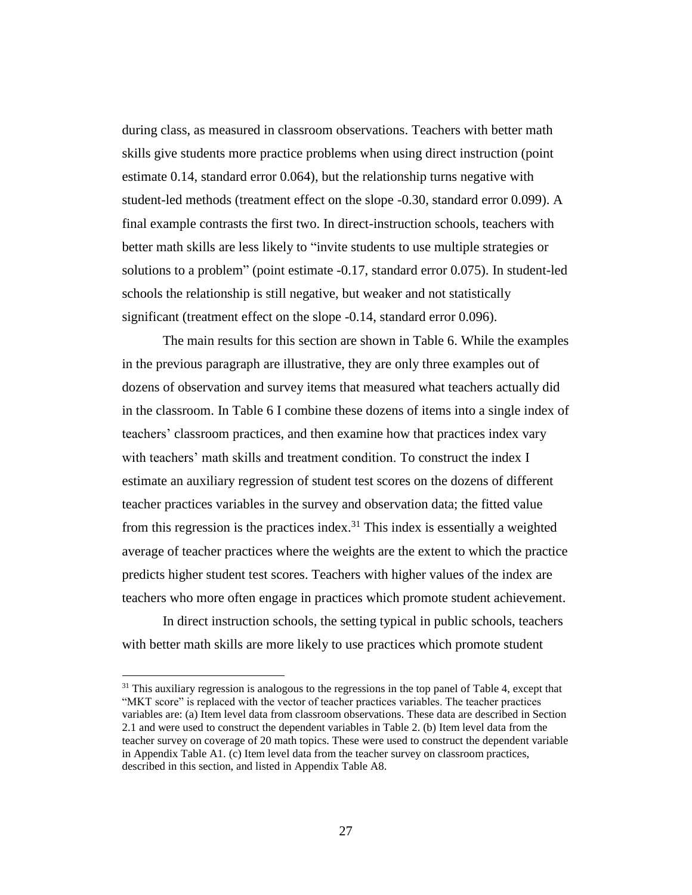during class, as measured in classroom observations. Teachers with better math skills give students more practice problems when using direct instruction (point estimate 0.14, standard error 0.064), but the relationship turns negative with student-led methods (treatment effect on the slope -0.30, standard error 0.099). A final example contrasts the first two. In direct-instruction schools, teachers with better math skills are less likely to "invite students to use multiple strategies or solutions to a problem" (point estimate -0.17, standard error 0.075). In student-led schools the relationship is still negative, but weaker and not statistically significant (treatment effect on the slope -0.14, standard error 0.096).

The main results for this section are shown in Table 6. While the examples in the previous paragraph are illustrative, they are only three examples out of dozens of observation and survey items that measured what teachers actually did in the classroom. In Table 6 I combine these dozens of items into a single index of teachers' classroom practices, and then examine how that practices index vary with teachers' math skills and treatment condition. To construct the index I estimate an auxiliary regression of student test scores on the dozens of different teacher practices variables in the survey and observation data; the fitted value from this regression is the practices index.[31] This index is essentially a weighted average of teacher practices where the weights are the extent to which the practice predicts higher student test scores. Teachers with higher values of the index are teachers who more often engage in practices which promote student achievement.

In direct instruction schools, the setting typical in public schools, teachers with better math skills are more likely to use practices which promote student

[31] This auxiliary regression is analogous to the regressions in the top panel of Table 4, except that "MKT score" is replaced with the vector of teacher practices variables. The teacher practices variables are: (a) Item level data from classroom observations. These data are described in Section 2.1 and were used to construct the dependent variables in Table 2. (b) Item level data from the teacher survey on coverage of 20 math topics. These were used to construct the dependent variable in Appendix Table A1. (c) Item level data from the teacher survey on classroom practices, described in this section, and listed in Appendix Table A8.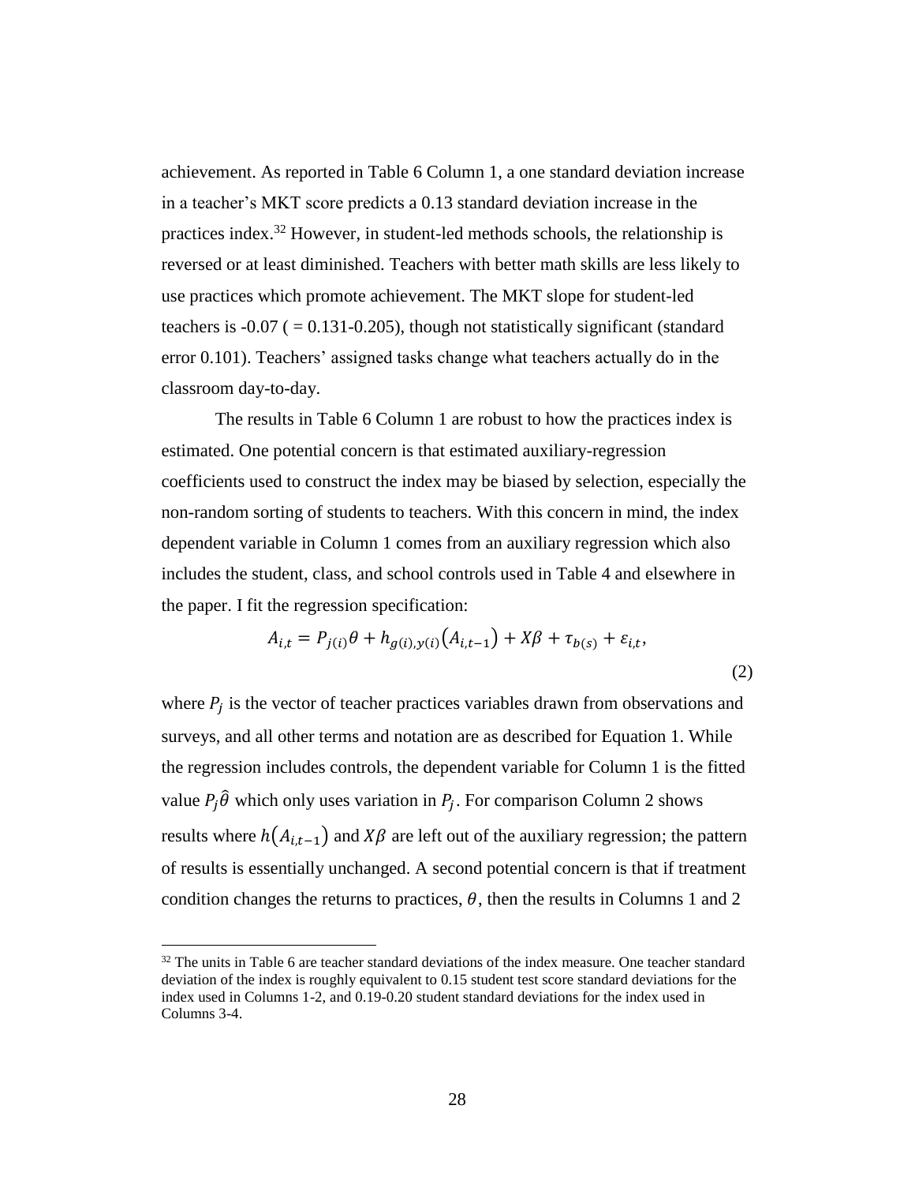achievement. As reported in Table 6 Column 1, a one standard deviation increase in a teacher's MKT score predicts a 0.13 standard deviation increase in the practices index.[32] However, in student-led methods schools, the relationship is reversed or at least diminished. Teachers with better math skills are less likely to use practices which promote achievement. The MKT slope for student-led teachers is -0.07 ( = 0.131-0.205), though not statistically significant (standard error 0.101). Teachers' assigned tasks change what teachers actually do in the classroom day-to-day.

The results in Table 6 Column 1 are robust to how the practices index is estimated. One potential concern is that estimated auxiliary-regression coefficients used to construct the index may be biased by selection, especially the non-random sorting of students to teachers. With this concern in mind, the index dependent variable in Column 1 comes from an auxiliary regression which also includes the student, class, and school controls used in Table 4 and elsewhere in the paper. I fit the regression specification:

$$A_{i,t} = P_{j(i)}\theta + h_{g(i),y(i)}\left(A_{i,t-1}\right) + X\beta + \tau_{b(s)} + \varepsilon_{i,t}, \tag{2}$$

where $P_j$ is the vector of teacher practices variables drawn from observations and surveys, and all other terms and notation are as described for Equation 1. While the regression includes controls, the dependent variable for Column 1 is the fitted value $P_j\hat{\theta}$ which only uses variation in $P_j$. For comparison Column 2 shows results where $h\left(A_{i,t-1}\right)$ and $X\beta$ are left out of the auxiliary regression; the pattern of results is essentially unchanged. A second potential concern is that if treatment condition changes the returns to practices, $\theta$, then the results in Columns 1 and 2

[32] The units in Table 6 are teacher standard deviations of the index measure. One teacher standard deviation of the index is roughly equivalent to 0.15 student test score standard deviations for the index used in Columns 1-2, and 0.19-0.20 student standard deviations for the index used in Columns 3-4.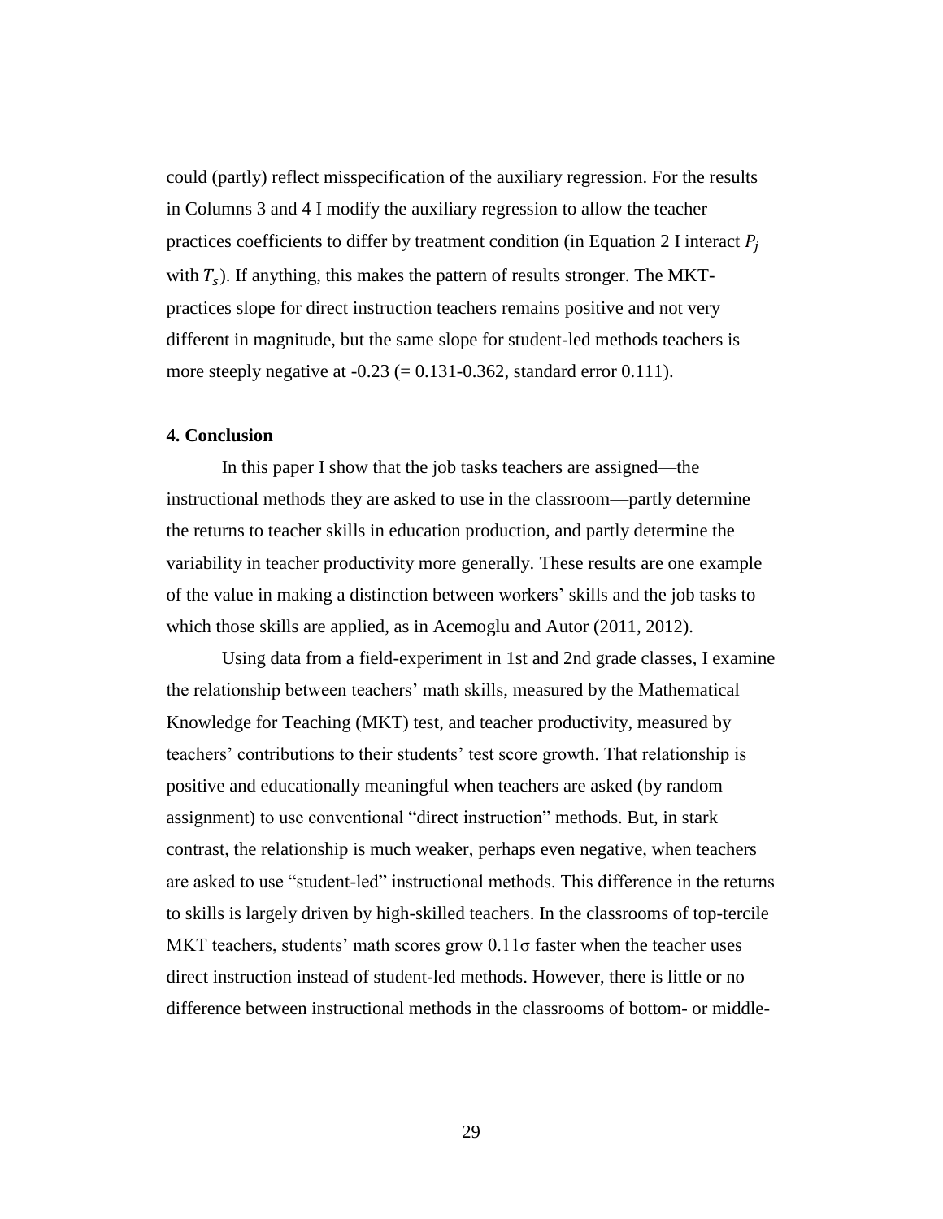could (partly) reflect misspecification of the auxiliary regression. For the results in Columns 3 and 4 I modify the auxiliary regression to allow the teacher practices coefficients to differ by treatment condition (in Equation 2 I interact $P_j$ with $T_s$). If anything, this makes the pattern of results stronger. The MKT-practices slope for direct instruction teachers remains positive and not very different in magnitude, but the same slope for student-led methods teachers is more steeply negative at -0.23 (= 0.131-0.362, standard error 0.111).

### 4. Conclusion

In this paper I show that the job tasks teachers are assigned—the instructional methods they are asked to use in the classroom—partly determine the returns to teacher skills in education production, and partly determine the variability in teacher productivity more generally. These results are one example of the value in making a distinction between workers' skills and the job tasks to which those skills are applied, as in Acemoglu and Autor (2011, 2012).

Using data from a field-experiment in 1st and 2nd grade classes, I examine the relationship between teachers' math skills, measured by the Mathematical Knowledge for Teaching (MKT) test, and teacher productivity, measured by teachers' contributions to their students' test score growth. That relationship is positive and educationally meaningful when teachers are asked (by random assignment) to use conventional "direct instruction" methods. But, in stark contrast, the relationship is much weaker, perhaps even negative, when teachers are asked to use "student-led" instructional methods. This difference in the returns to skills is largely driven by high-skilled teachers. In the classrooms of top-tercile MKT teachers, students' math scores grow $0.11\sigma$ faster when the teacher uses direct instruction instead of student-led methods. However, there is little or no difference between instructional methods in the classrooms of bottom- or middle-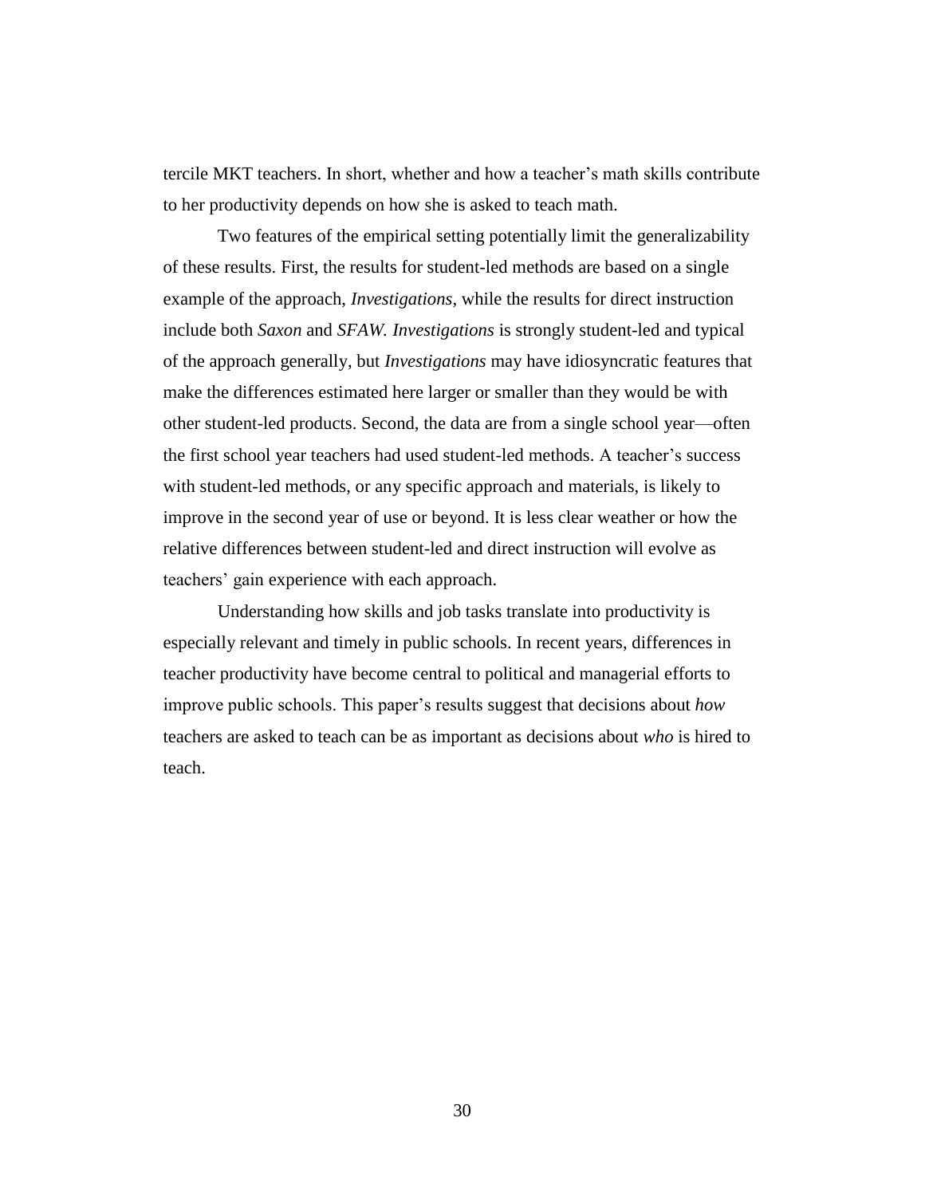tercile MKT teachers. In short, whether and how a teacher's math skills contribute to her productivity depends on how she is asked to teach math.

Two features of the empirical setting potentially limit the generalizability of these results. First, the results for student-led methods are based on a single example of the approach, *Investigations*, while the results for direct instruction include both *Saxon* and *SFAW*. *Investigations* is strongly student-led and typical of the approach generally, but *Investigations* may have idiosyncratic features that make the differences estimated here larger or smaller than they would be with other student-led products. Second, the data are from a single school year—often the first school year teachers had used student-led methods. A teacher's success with student-led methods, or any specific approach and materials, is likely to improve in the second year of use or beyond. It is less clear weather or how the relative differences between student-led and direct instruction will evolve as teachers' gain experience with each approach.

Understanding how skills and job tasks translate into productivity is especially relevant and timely in public schools. In recent years, differences in teacher productivity have become central to political and managerial efforts to improve public schools. This paper's results suggest that decisions about *how* teachers are asked to teach can be as important as decisions about *who* is hired to teach.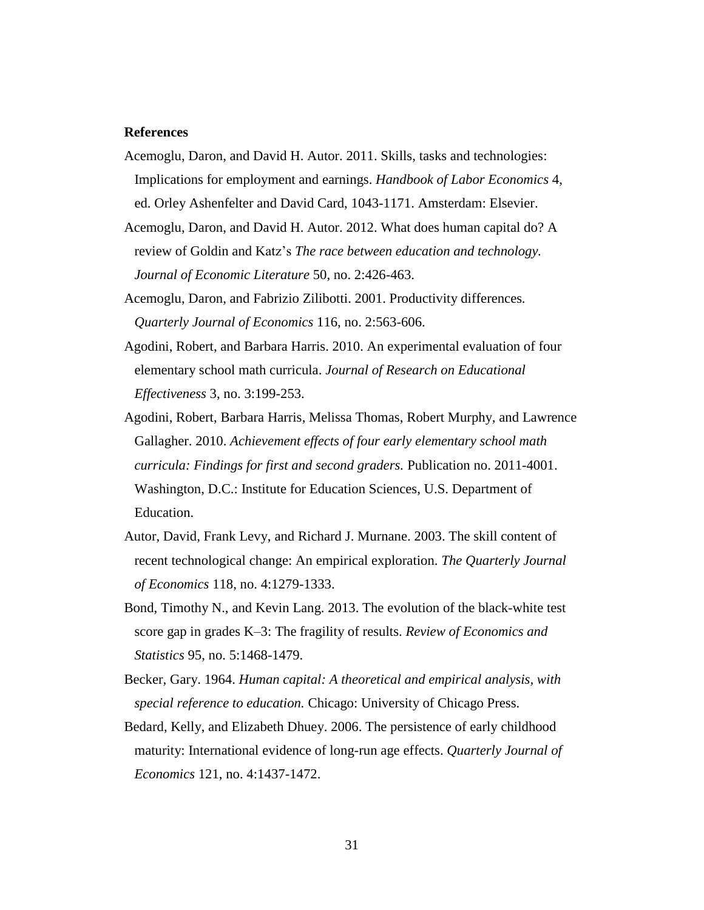**References**

Acemoglu, Daron, and David H. Autor. 2011. Skills, tasks and technologies: Implications for employment and earnings. *Handbook of Labor Economics* 4, ed. Orley Ashenfelter and David Card, 1043-1171. Amsterdam: Elsevier.

Acemoglu, Daron, and David H. Autor. 2012. What does human capital do? A review of Goldin and Katz's *The race between education and technology. Journal of Economic Literature* 50, no. 2:426-463.

Acemoglu, Daron, and Fabrizio Zilibotti. 2001. Productivity differences. *Quarterly Journal of Economics* 116, no. 2:563-606.

Agodini, Robert, and Barbara Harris. 2010. An experimental evaluation of four elementary school math curricula. *Journal of Research on Educational Effectiveness* 3, no. 3:199-253.

Agodini, Robert, Barbara Harris, Melissa Thomas, Robert Murphy, and Lawrence Gallagher. 2010. *Achievement effects of four early elementary school math curricula: Findings for first and second graders.* Publication no. 2011-4001. Washington, D.C.: Institute for Education Sciences, U.S. Department of Education.

Autor, David, Frank Levy, and Richard J. Murnane. 2003. The skill content of recent technological change: An empirical exploration. *The Quarterly Journal of Economics* 118, no. 4:1279-1333.

Bond, Timothy N., and Kevin Lang. 2013. The evolution of the black-white test score gap in grades K–3: The fragility of results. *Review of Economics and Statistics* 95, no. 5:1468-1479.

Becker, Gary. 1964. *Human capital: A theoretical and empirical analysis, with special reference to education.* Chicago: University of Chicago Press.

Bedard, Kelly, and Elizabeth Dhuey. 2006. The persistence of early childhood maturity: International evidence of long-run age effects. *Quarterly Journal of Economics* 121, no. 4:1437-1472.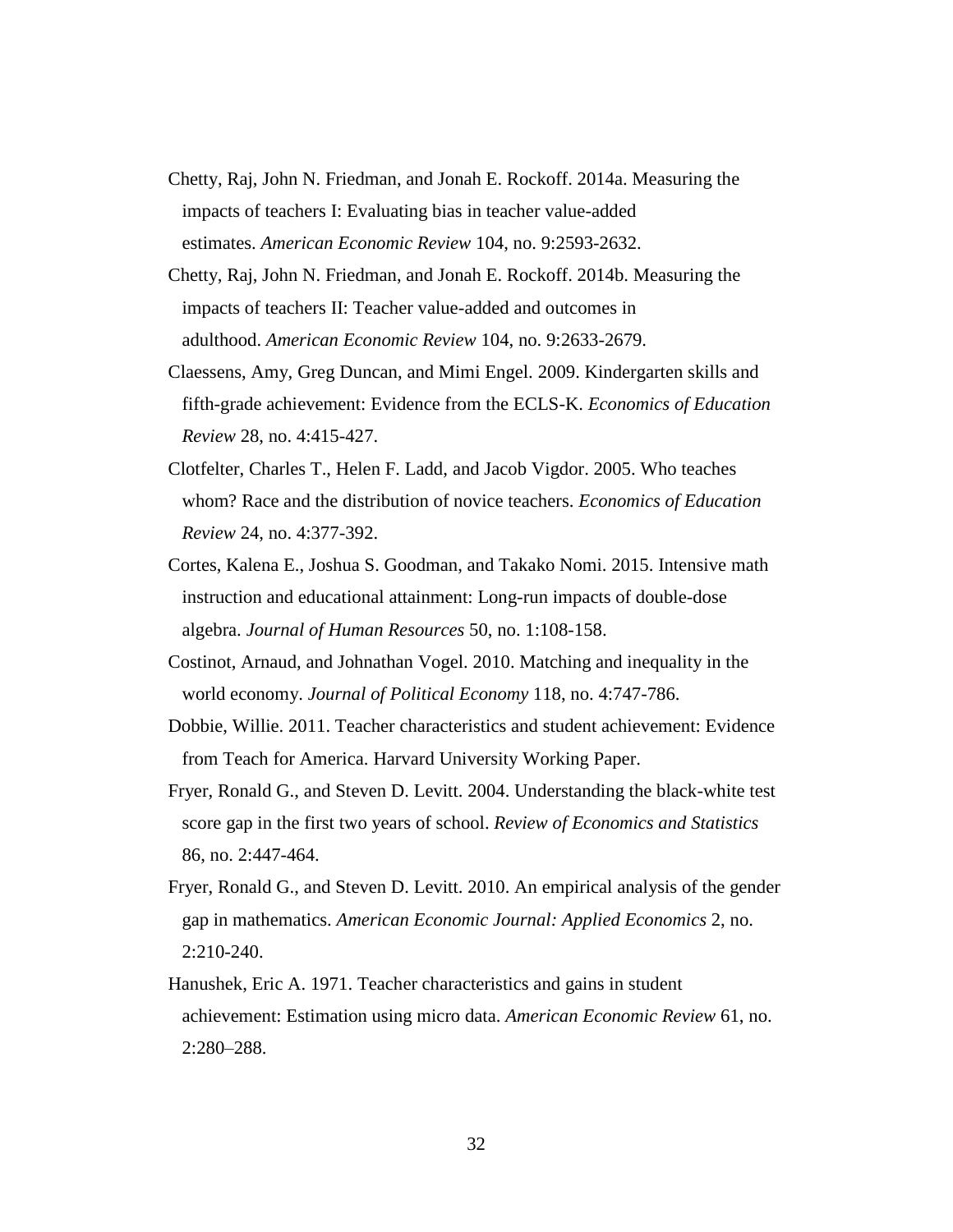Chetty, Raj, John N. Friedman, and Jonah E. Rockoff. 2014a. Measuring the impacts of teachers I: Evaluating bias in teacher value-added estimates. *American Economic Review* 104, no. 9:2593-2632.

Chetty, Raj, John N. Friedman, and Jonah E. Rockoff. 2014b. Measuring the impacts of teachers II: Teacher value-added and outcomes in adulthood. *American Economic Review* 104, no. 9:2633-2679.

Claessens, Amy, Greg Duncan, and Mimi Engel. 2009. Kindergarten skills and fifth-grade achievement: Evidence from the ECLS-K. *Economics of Education Review* 28, no. 4:415-427.

Clotfelter, Charles T., Helen F. Ladd, and Jacob Vigdor. 2005. Who teaches whom? Race and the distribution of novice teachers. *Economics of Education Review* 24, no. 4:377-392.

Cortes, Kalena E., Joshua S. Goodman, and Takako Nomi. 2015. Intensive math instruction and educational attainment: Long-run impacts of double-dose algebra. *Journal of Human Resources* 50, no. 1:108-158.

Costinot, Arnaud, and Johnathan Vogel. 2010. Matching and inequality in the world economy. *Journal of Political Economy* 118, no. 4:747-786.

Dobbie, Willie. 2011. Teacher characteristics and student achievement: Evidence from Teach for America. Harvard University Working Paper.

Fryer, Ronald G., and Steven D. Levitt. 2004. Understanding the black-white test score gap in the first two years of school. *Review of Economics and Statistics* 86, no. 2:447-464.

Fryer, Ronald G., and Steven D. Levitt. 2010. An empirical analysis of the gender gap in mathematics. *American Economic Journal: Applied Economics* 2, no. 2:210-240.

Hanushek, Eric A. 1971. Teacher characteristics and gains in student achievement: Estimation using micro data. *American Economic Review* 61, no. 2:280–288.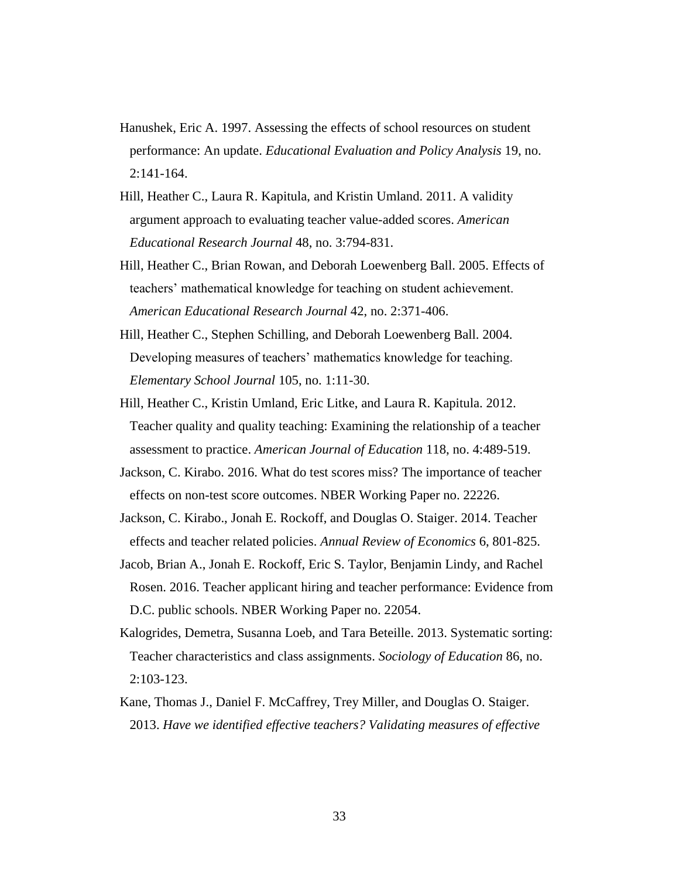Hanushek, Eric A. 1997. Assessing the effects of school resources on student performance: An update. *Educational Evaluation and Policy Analysis* 19, no. 2:141-164.

Hill, Heather C., Laura R. Kapitula, and Kristin Umland. 2011. A validity argument approach to evaluating teacher value-added scores. *American Educational Research Journal* 48, no. 3:794-831.

Hill, Heather C., Brian Rowan, and Deborah Loewenberg Ball. 2005. Effects of teachers' mathematical knowledge for teaching on student achievement. *American Educational Research Journal* 42, no. 2:371-406.

Hill, Heather C., Stephen Schilling, and Deborah Loewenberg Ball. 2004. Developing measures of teachers' mathematics knowledge for teaching. *Elementary School Journal* 105, no. 1:11-30.

Hill, Heather C., Kristin Umland, Eric Litke, and Laura R. Kapitula. 2012. Teacher quality and quality teaching: Examining the relationship of a teacher assessment to practice. *American Journal of Education* 118, no. 4:489-519.

Jackson, C. Kirabo. 2016. What do test scores miss? The importance of teacher effects on non-test score outcomes. NBER Working Paper no. 22226.

Jackson, C. Kirabo., Jonah E. Rockoff, and Douglas O. Staiger. 2014. Teacher effects and teacher related policies. *Annual Review of Economics* 6, 801-825.

Jacob, Brian A., Jonah E. Rockoff, Eric S. Taylor, Benjamin Lindy, and Rachel Rosen. 2016. Teacher applicant hiring and teacher performance: Evidence from D.C. public schools. NBER Working Paper no. 22054.

Kalogrides, Demetra, Susanna Loeb, and Tara Beteille. 2013. Systematic sorting: Teacher characteristics and class assignments. *Sociology of Education* 86, no. 2:103-123.

Kane, Thomas J., Daniel F. McCaffrey, Trey Miller, and Douglas O. Staiger. 2013. *Have we identified effective teachers? Validating measures of effective*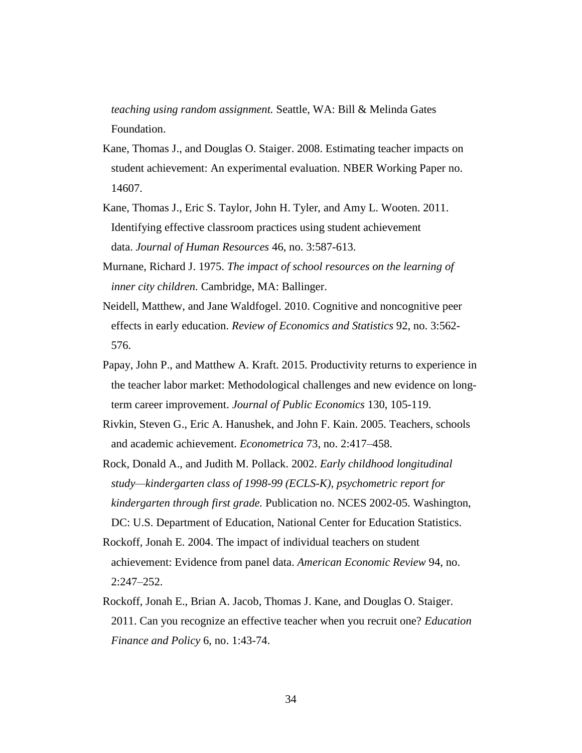*teaching using random assignment.* Seattle, WA: Bill & Melinda Gates Foundation.

Kane, Thomas J., and Douglas O. Staiger. 2008. Estimating teacher impacts on student achievement: An experimental evaluation. NBER Working Paper no. 14607.

Kane, Thomas J., Eric S. Taylor, John H. Tyler, and Amy L. Wooten. 2011. Identifying effective classroom practices using student achievement data. *Journal of Human Resources* 46, no. 3:587-613.

Murnane, Richard J. 1975. *The impact of school resources on the learning of inner city children.* Cambridge, MA: Ballinger.

Neidell, Matthew, and Jane Waldfogel. 2010. Cognitive and noncognitive peer effects in early education. *Review of Economics and Statistics* 92, no. 3:562-576.

Papay, John P., and Matthew A. Kraft. 2015. Productivity returns to experience in the teacher labor market: Methodological challenges and new evidence on long-term career improvement. *Journal of Public Economics* 130, 105-119.

Rivkin, Steven G., Eric A. Hanushek, and John F. Kain. 2005. Teachers, schools and academic achievement. *Econometrica* 73, no. 2:417–458.

Rock, Donald A., and Judith M. Pollack. 2002. *Early childhood longitudinal study—kindergarten class of 1998-99 (ECLS-K), psychometric report for kindergarten through first grade.* Publication no. NCES 2002-05. Washington, DC: U.S. Department of Education, National Center for Education Statistics.

Rockoff, Jonah E. 2004. The impact of individual teachers on student achievement: Evidence from panel data. *American Economic Review* 94, no. 2:247–252.

Rockoff, Jonah E., Brian A. Jacob, Thomas J. Kane, and Douglas O. Staiger. 2011. Can you recognize an effective teacher when you recruit one? *Education Finance and Policy* 6, no. 1:43-74.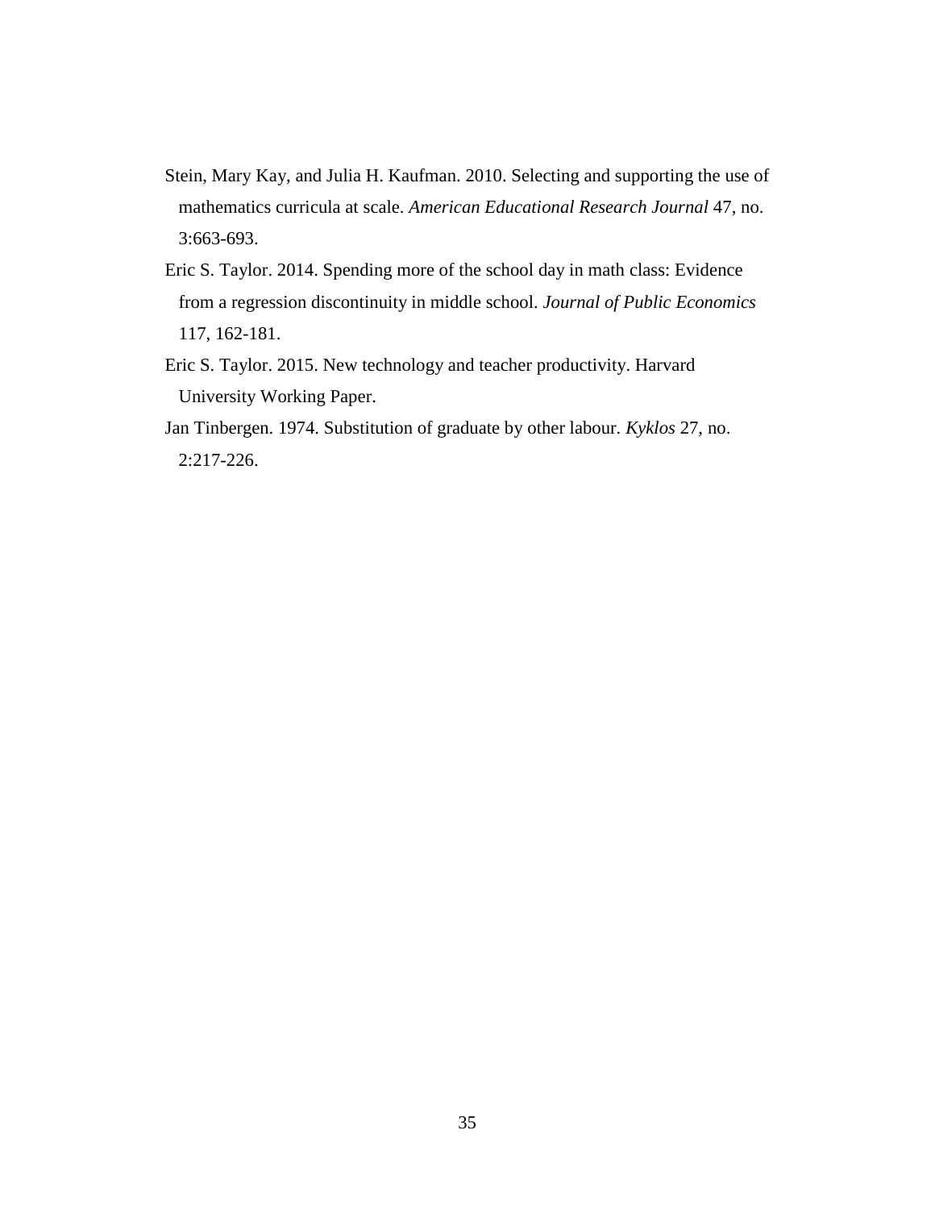Stein, Mary Kay, and Julia H. Kaufman. 2010. Selecting and supporting the use of mathematics curricula at scale. *American Educational Research Journal* 47, no. 3:663-693.

Eric S. Taylor. 2014. Spending more of the school day in math class: Evidence from a regression discontinuity in middle school. *Journal of Public Economics* 117, 162-181.

Eric S. Taylor. 2015. New technology and teacher productivity. Harvard University Working Paper.

Jan Tinbergen. 1974. Substitution of graduate by other labour. *Kyklos* 27, no. 2:217-226.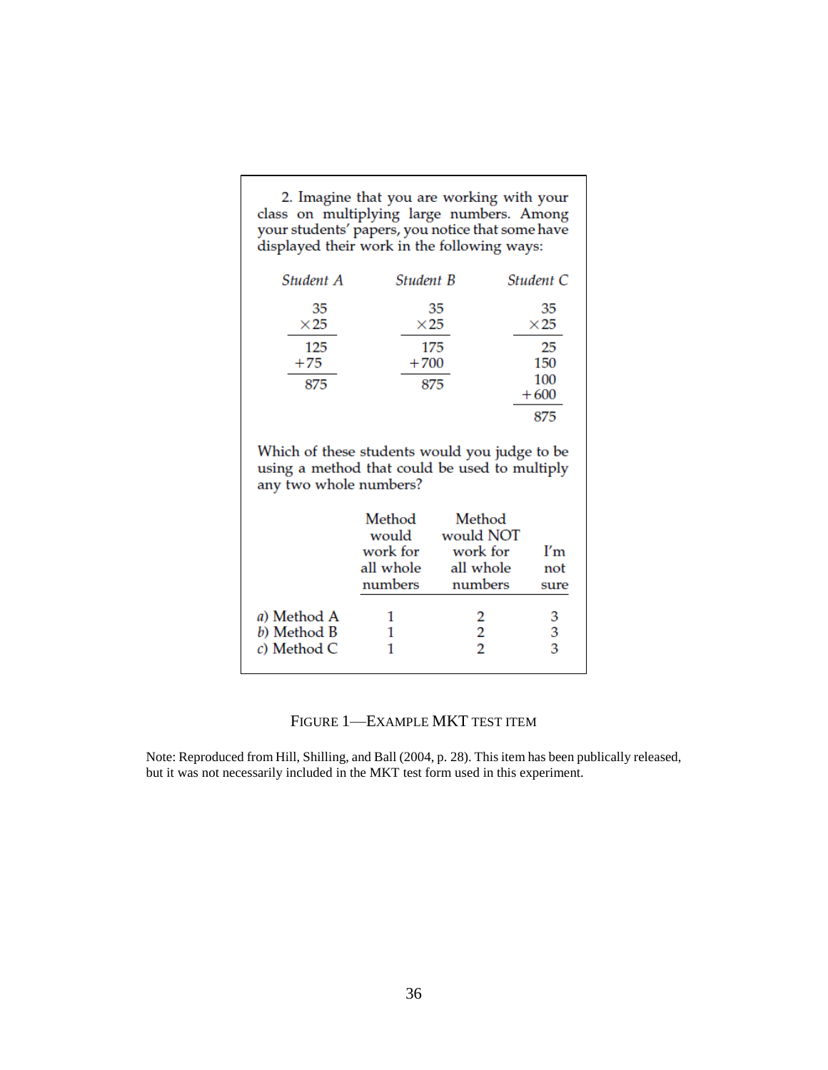2. Imagine that you are working with your class on multiplying large numbers. Among your students' papers, you notice that some have displayed their work in the following ways:

| *Student A* | *Student B* | *Student C* |
|---|---|---|
| $\begin{array}{r} 35 \\ \times 25 \\ \hline 125 \\ +75 \\ \hline 875 \end{array}$ | $\begin{array}{r} 35 \\ \times 25 \\ \hline 175 \\ +700 \\ \hline 875 \end{array}$ | $\begin{array}{r} 35 \\ \times 25 \\ \hline 25 \\ 150 \\ 100 \\ +600 \\ \hline 875 \end{array}$ |

Which of these students would you judge to be using a method that could be used to multiply any two whole numbers?

| | Method would work for all whole numbers | Method would NOT work for all whole numbers | I'm not sure |
|---|---|---|---|
| *a*) Method A | 1 | 2 | 3 |
| *b*) Method B | 1 | 2 | 3 |
| *c*) Method C | 1 | 2 | 3 |

FIGURE 1—EXAMPLE MKT TEST ITEM

Note: Reproduced from Hill, Shilling, and Ball (2004, p. 28). This item has been publically released, but it was not necessarily included in the MKT test form used in this experiment.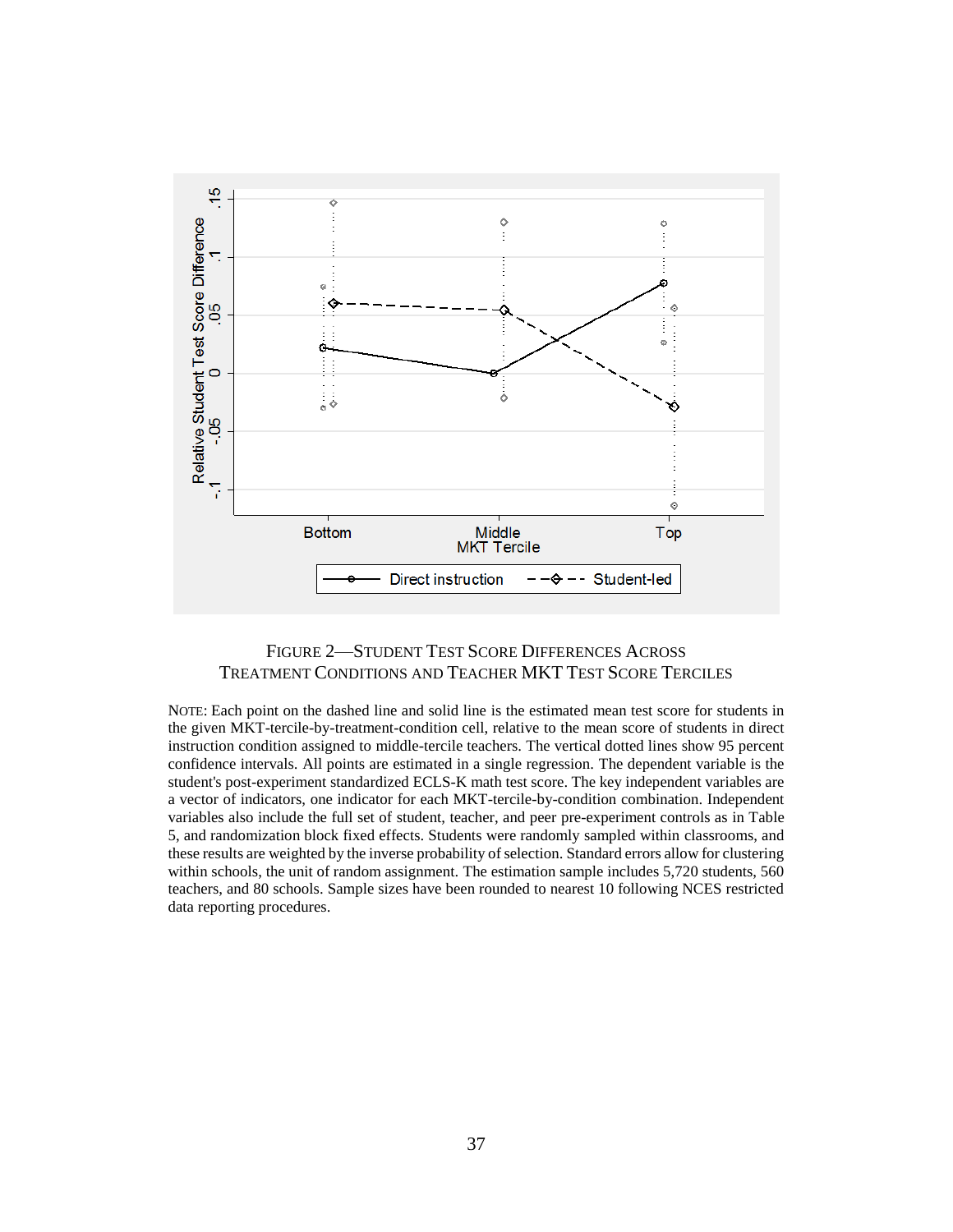FIGURE 2—STUDENT TEST SCORE DIFFERENCES ACROSS TREATMENT CONDITIONS AND TEACHER MKT TEST SCORE TERCILES

NOTE: Each point on the dashed line and solid line is the estimated mean test score for students in the given MKT-tercile-by-treatment-condition cell, relative to the mean score of students in direct instruction condition assigned to middle-tercile teachers. The vertical dotted lines show 95 percent confidence intervals. All points are estimated in a single regression. The dependent variable is the student's post-experiment standardized ECLS-K math test score. The key independent variables are a vector of indicators, one indicator for each MKT-tercile-by-condition combination. Independent variables also include the full set of student, teacher, and peer pre-experiment controls as in Table 5, and randomization block fixed effects. Students were randomly sampled within classrooms, and these results are weighted by the inverse probability of selection. Standard errors allow for clustering within schools, the unit of random assignment. The estimation sample includes 5,720 students, 560 teachers, and 80 schools. Sample sizes have been rounded to nearest 10 following NCES restricted data reporting procedures.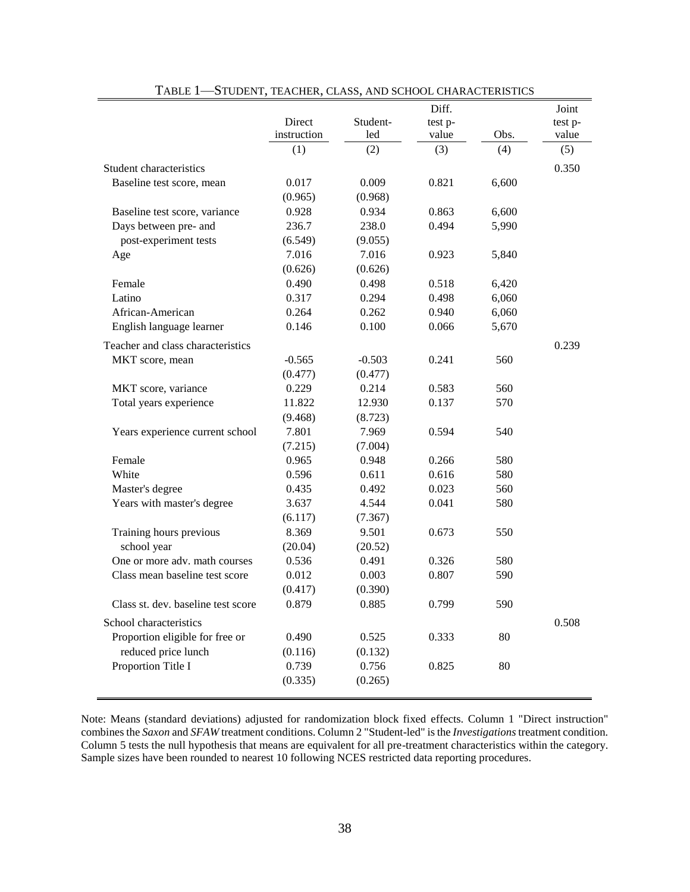TABLE 1—STUDENT, TEACHER, CLASS, AND SCHOOL CHARACTERISTICS

| | Direct instruction | Student-led | Diff. test p-value | Obs. | Joint test p-value |
|---|---|---|---|---|---|
| | (1) | (2) | (3) | (4) | (5) |
| Student characteristics | | | | | 0.350 |
| Baseline test score, mean | 0.017 | 0.009 | 0.821 | 6,600 | |
| | (0.965) | (0.968) | | | |
| Baseline test score, variance | 0.928 | 0.934 | 0.863 | 6,600 | |
| Days between pre- and post-experiment tests | 236.7 | 238.0 | 0.494 | 5,990 | |
| | (6.549) | (9.055) | | | |
| Age | 7.016 | 7.016 | 0.923 | 5,840 | |
| | (0.626) | (0.626) | | | |
| Female | 0.490 | 0.498 | 0.518 | 6,420 | |
| Latino | 0.317 | 0.294 | 0.498 | 6,060 | |
| African-American | 0.264 | 0.262 | 0.940 | 6,060 | |
| English language learner | 0.146 | 0.100 | 0.066 | 5,670 | |
| Teacher and class characteristics | | | | | 0.239 |
| MKT score, mean | -0.565 | -0.503 | 0.241 | 560 | |
| | (0.477) | (0.477) | | | |
| MKT score, variance | 0.229 | 0.214 | 0.583 | 560 | |
| Total years experience | 11.822 | 12.930 | 0.137 | 570 | |
| | (9.468) | (8.723) | | | |
| Years experience current school | 7.801 | 7.969 | 0.594 | 540 | |
| | (7.215) | (7.004) | | | |
| Female | 0.965 | 0.948 | 0.266 | 580 | |
| White | 0.596 | 0.611 | 0.616 | 580 | |
| Master's degree | 0.435 | 0.492 | 0.023 | 560 | |
| Years with master's degree | 3.637 | 4.544 | 0.041 | 580 | |
| | (6.117) | (7.367) | | | |
| Training hours previous school year | 8.369 | 9.501 | 0.673 | 550 | |
| | (20.04) | (20.52) | | | |
| One or more adv. math courses | 0.536 | 0.491 | 0.326 | 580 | |
| Class mean baseline test score | 0.012 | 0.003 | 0.807 | 590 | |
| | (0.417) | (0.390) | | | |
| Class st. dev. baseline test score | 0.879 | 0.885 | 0.799 | 590 | |
| School characteristics | | | | | 0.508 |
| Proportion eligible for free or reduced price lunch | 0.490 | 0.525 | 0.333 | 80 | |
| | (0.116) | (0.132) | | | |
| Proportion Title I | 0.739 | 0.756 | 0.825 | 80 | |
| | (0.335) | (0.265) | | | |

Note: Means (standard deviations) adjusted for randomization block fixed effects. Column 1 "Direct instruction" combines the *Saxon* and *SFAW* treatment conditions. Column 2 "Student-led" is the *Investigations* treatment condition. Column 5 tests the null hypothesis that means are equivalent for all pre-treatment characteristics within the category. Sample sizes have been rounded to nearest 10 following NCES restricted data reporting procedures.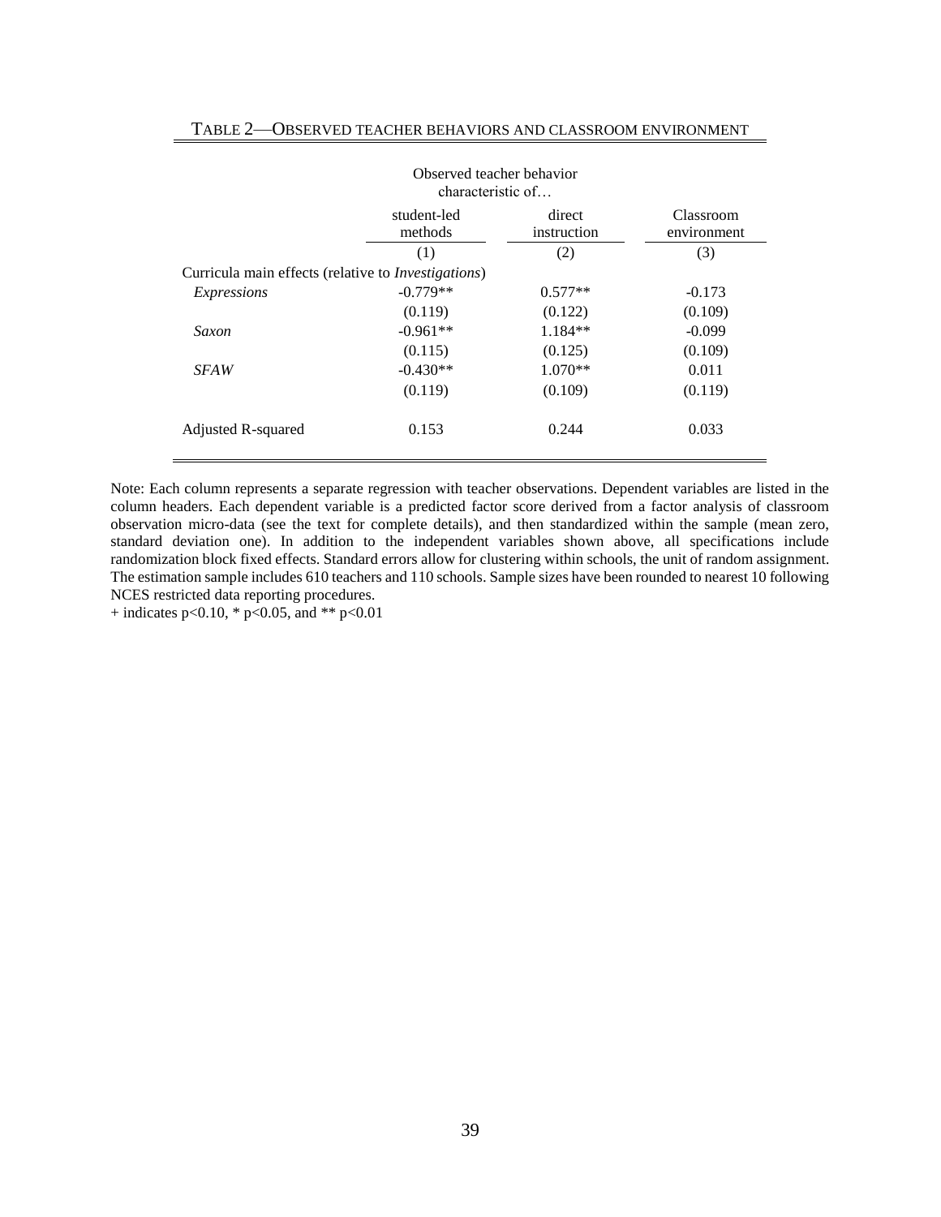TABLE 2—OBSERVED TEACHER BEHAVIORS AND CLASSROOM ENVIRONMENT

| | Observed teacher behavior characteristic of… | | |
|---|---|---|---|
| | student-led methods | direct instruction | Classroom environment |
| | (1) | (2) | (3) |
| Curricula main effects (relative to *Investigations*) | | | |
| *Expressions* | -0.779** | 0.577** | -0.173 |
| | (0.119) | (0.122) | (0.109) |
| *Saxon* | -0.961** | 1.184** | -0.099 |
| | (0.115) | (0.125) | (0.109) |
| *SFAW* | -0.430** | 1.070** | 0.011 |
| | (0.119) | (0.109) | (0.119) |
| Adjusted R-squared | 0.153 | 0.244 | 0.033 |

Note: Each column represents a separate regression with teacher observations. Dependent variables are listed in the column headers. Each dependent variable is a predicted factor score derived from a factor analysis of classroom observation micro-data (see the text for complete details), and then standardized within the sample (mean zero, standard deviation one). In addition to the independent variables shown above, all specifications include randomization block fixed effects. Standard errors allow for clustering within schools, the unit of random assignment. The estimation sample includes 610 teachers and 110 schools. Sample sizes have been rounded to nearest 10 following NCES restricted data reporting procedures.

+ indicates p<0.10, * p<0.05, and ** p<0.01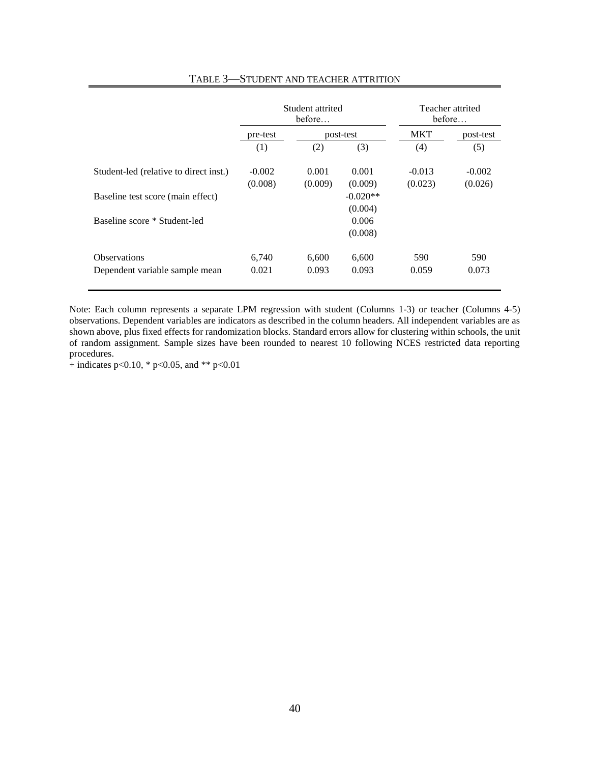TABLE 3—STUDENT AND TEACHER ATTRITION

| | Student attrited before… | | | Teacher attrited before… | |
|---|---|---|---|---|---|
| | pre-test | post-test | | MKT | post-test |
| | (1) | (2) | (3) | (4) | (5) |
| Student-led (relative to direct inst.) | -0.002 | 0.001 | 0.001 | -0.013 | -0.002 |
| | (0.008) | (0.009) | (0.009) | (0.023) | (0.026) |
| Baseline test score (main effect) | | | -0.020** | | |
| | | | (0.004) | | |
| Baseline score * Student-led | | | 0.006 | | |
| | | | (0.008) | | |
| Observations | 6,740 | 6,600 | 6,600 | 590 | 590 |
| Dependent variable sample mean | 0.021 | 0.093 | 0.093 | 0.059 | 0.073 |

Note: Each column represents a separate LPM regression with student (Columns 1-3) or teacher (Columns 4-5) observations. Dependent variables are indicators as described in the column headers. All independent variables are as shown above, plus fixed effects for randomization blocks. Standard errors allow for clustering within schools, the unit of random assignment. Sample sizes have been rounded to nearest 10 following NCES restricted data reporting procedures.

+ indicates $p<0.10$, * $p<0.05$, and ** $p<0.01$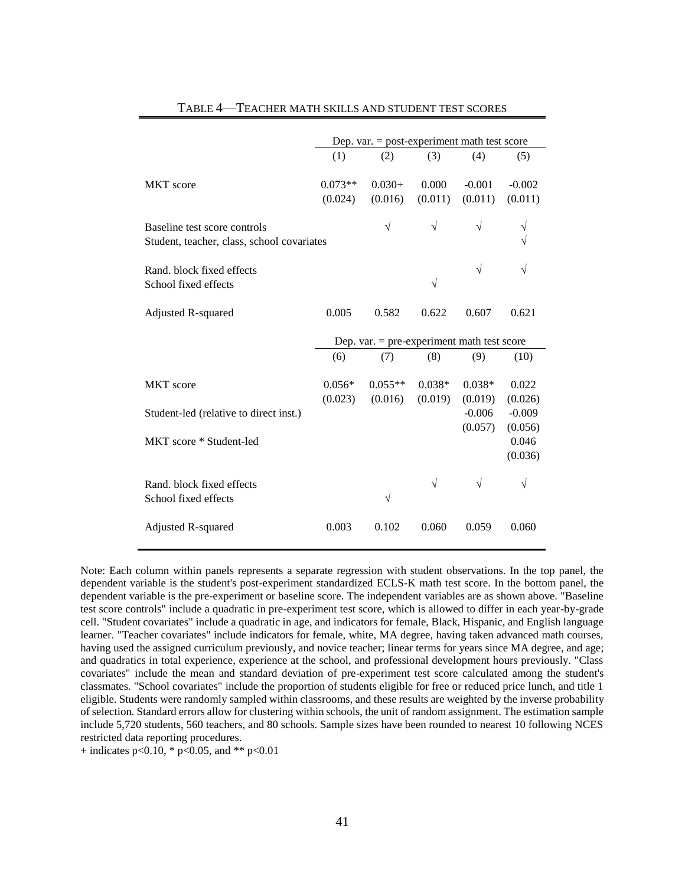TABLE 4—TEACHER MATH SKILLS AND STUDENT TEST SCORES

| | Dep. var. = post-experiment math test score | | | | |
|---|---|---|---|---|---|
| | (1) | (2) | (3) | (4) | (5) |
| MKT score | 0.073** | 0.030+ | 0.000 | -0.001 | -0.002 |
| | (0.024) | (0.016) | (0.011) | (0.011) | (0.011) |
| Baseline test score controls | | √ | √ | √ | √ |
| Student, teacher, class, school covariates | | | | | √ |
| Rand. block fixed effects | | | | √ | √ |
| School fixed effects | | | √ | | |
| Adjusted R-squared | 0.005 | 0.582 | 0.622 | 0.607 | 0.621 |
| | Dep. var. = pre-experiment math test score | | | | |
| | (6) | (7) | (8) | (9) | (10) |
| MKT score | 0.056* | 0.055** | 0.038* | 0.038* | 0.022 |
| | (0.023) | (0.016) | (0.019) | (0.019) | (0.026) |
| Student-led (relative to direct inst.) | | | | -0.006 | -0.009 |
| | | | | (0.057) | (0.056) |
| MKT score * Student-led | | | | | 0.046 |
| | | | | | (0.036) |
| Rand. block fixed effects | | | √ | √ | √ |
| School fixed effects | | √ | | | |
| Adjusted R-squared | 0.003 | 0.102 | 0.060 | 0.059 | 0.060 |

Note: Each column within panels represents a separate regression with student observations. In the top panel, the dependent variable is the student's post-experiment standardized ECLS-K math test score. In the bottom panel, the dependent variable is the pre-experiment or baseline score. The independent variables are as shown above. "Baseline test score controls" include a quadratic in pre-experiment test score, which is allowed to differ in each year-by-grade cell. "Student covariates" include a quadratic in age, and indicators for female, Black, Hispanic, and English language learner. "Teacher covariates" include indicators for female, white, MA degree, having taken advanced math courses, having used the assigned curriculum previously, and novice teacher; linear terms for years since MA degree, and age; and quadratics in total experience, experience at the school, and professional development hours previously. "Class covariates" include the mean and standard deviation of pre-experiment test score calculated among the student's classmates. "School covariates" include the proportion of students eligible for free or reduced price lunch, and title 1 eligible. Students were randomly sampled within classrooms, and these results are weighted by the inverse probability of selection. Standard errors allow for clustering within schools, the unit of random assignment. The estimation sample include 5,720 students, 560 teachers, and 80 schools. Sample sizes have been rounded to nearest 10 following NCES restricted data reporting procedures.

+ indicates $p<0.10$, * $p<0.05$, and ** $p<0.01$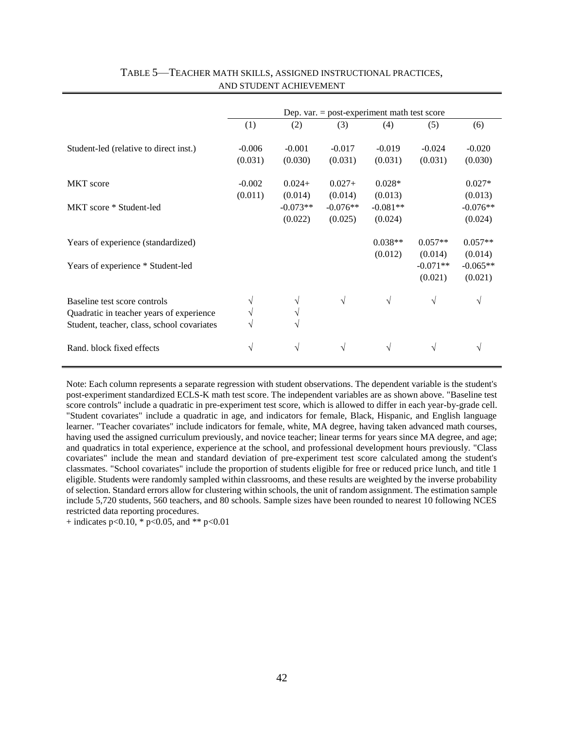TABLE 5—TEACHER MATH SKILLS, ASSIGNED INSTRUCTIONAL PRACTICES, AND STUDENT ACHIEVEMENT

| | Dep. var. = post-experiment math test score | | | | | |
|---|---|---|---|---|---|---|
| | (1) | (2) | (3) | (4) | (5) | (6) |
| Student-led (relative to direct inst.) | -0.006 | -0.001 | -0.017 | -0.019 | -0.024 | -0.020 |
| | (0.031) | (0.030) | (0.031) | (0.031) | (0.031) | (0.030) |
| MKT score | -0.002 | 0.024+ | 0.027+ | 0.028* | | 0.027* |
| | (0.011) | (0.014) | (0.014) | (0.013) | | (0.013) |
| MKT score * Student-led | | -0.073** | -0.076** | -0.081** | | -0.076** |
| | | (0.022) | (0.025) | (0.024) | | (0.024) |
| Years of experience (standardized) | | | | 0.038** | 0.057** | 0.057** |
| | | | | (0.012) | (0.014) | (0.014) |
| Years of experience * Student-led | | | | | -0.071** | -0.065** |
| | | | | | (0.021) | (0.021) |
| Baseline test score controls | √ | √ | √ | √ | √ | √ |
| Quadratic in teacher years of experience | √ | √ | | | | |
| Student, teacher, class, school covariates | √ | √ | | | | |
| Rand. block fixed effects | √ | √ | √ | √ | √ | √ |

Note: Each column represents a separate regression with student observations. The dependent variable is the student's post-experiment standardized ECLS-K math test score. The independent variables are as shown above. "Baseline test score controls" include a quadratic in pre-experiment test score, which is allowed to differ in each year-by-grade cell. "Student covariates" include a quadratic in age, and indicators for female, Black, Hispanic, and English language learner. "Teacher covariates" include indicators for female, white, MA degree, having taken advanced math courses, having used the assigned curriculum previously, and novice teacher; linear terms for years since MA degree, and age; and quadratics in total experience, experience at the school, and professional development hours previously. "Class covariates" include the mean and standard deviation of pre-experiment test score calculated among the student's classmates. "School covariates" include the proportion of students eligible for free or reduced price lunch, and title 1 eligible. Students were randomly sampled within classrooms, and these results are weighted by the inverse probability of selection. Standard errors allow for clustering within schools, the unit of random assignment. The estimation sample include 5,720 students, 560 teachers, and 80 schools. Sample sizes have been rounded to nearest 10 following NCES restricted data reporting procedures.

+ indicates $p<0.10$, * $p<0.05$, and ** $p<0.01$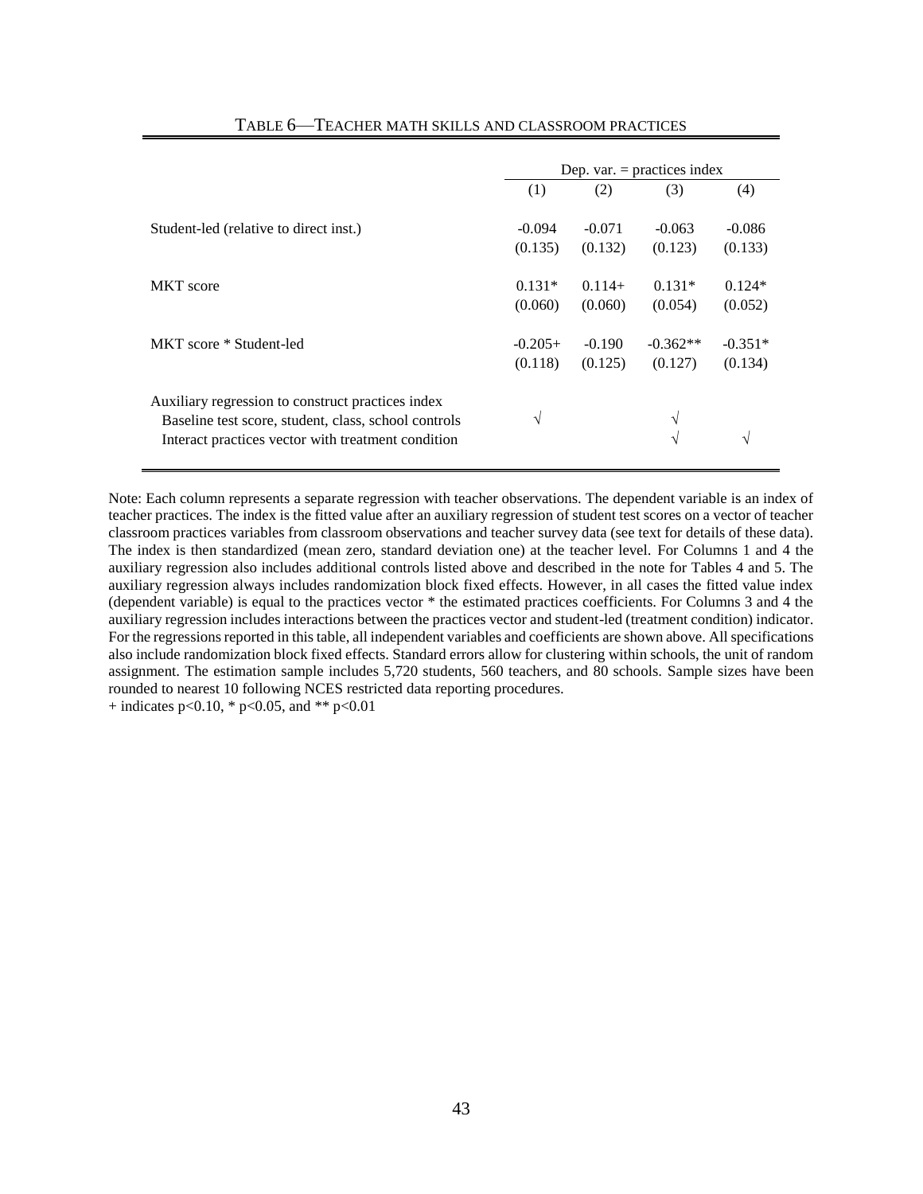TABLE 6—TEACHER MATH SKILLS AND CLASSROOM PRACTICES

| | Dep. var. = practices index | | | |
|---|---|---|---|---|
| | (1) | (2) | (3) | (4) |
| Student-led (relative to direct inst.) | -0.094 | -0.071 | -0.063 | -0.086 |
| | (0.135) | (0.132) | (0.123) | (0.133) |
| MKT score | 0.131* | 0.114+ | 0.131* | 0.124* |
| | (0.060) | (0.060) | (0.054) | (0.052) |
| MKT score * Student-led | -0.205+ | -0.190 | -0.362** | -0.351* |
| | (0.118) | (0.125) | (0.127) | (0.134) |
| Auxiliary regression to construct practices index | | | | |
| Baseline test score, student, class, school controls | √ | | √ | |
| Interact practices vector with treatment condition | | | √ | √ |

Note: Each column represents a separate regression with teacher observations. The dependent variable is an index of teacher practices. The index is the fitted value after an auxiliary regression of student test scores on a vector of teacher classroom practices variables from classroom observations and teacher survey data (see text for details of these data). The index is then standardized (mean zero, standard deviation one) at the teacher level. For Columns 1 and 4 the auxiliary regression also includes additional controls listed above and described in the note for Tables 4 and 5. The auxiliary regression always includes randomization block fixed effects. However, in all cases the fitted value index (dependent variable) is equal to the practices vector * the estimated practices coefficients. For Columns 3 and 4 the auxiliary regression includes interactions between the practices vector and student-led (treatment condition) indicator. For the regressions reported in this table, all independent variables and coefficients are shown above. All specifications also include randomization block fixed effects. Standard errors allow for clustering within schools, the unit of random assignment. The estimation sample includes 5,720 students, 560 teachers, and 80 schools. Sample sizes have been rounded to nearest 10 following NCES restricted data reporting procedures.

+ indicates $p<0.10$, * $p<0.05$, and ** $p<0.01$